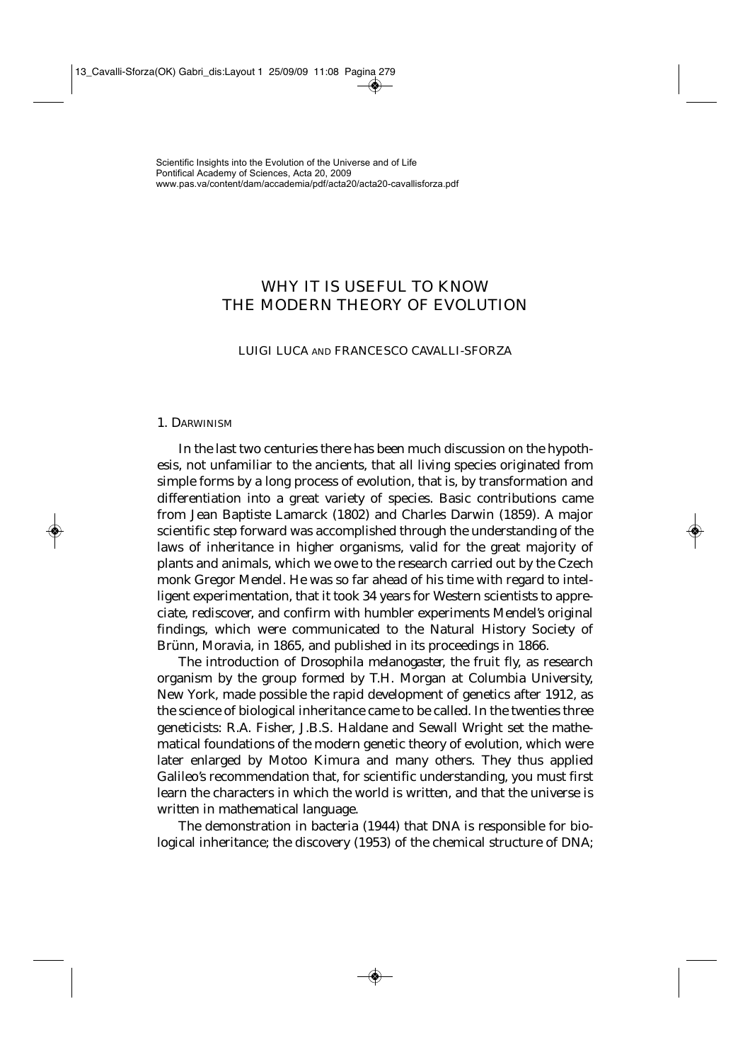Scientific Insights into the Evolution of the Universe and of Life
Pontifical Academy of Sciences, Acta 20, 2009
www.pas.va/content/dam/accademia/pdf/acta20/acta20-cavallisforza.pdf

# WHY IT IS USEFUL TO KNOW THE MODERN THEORY OF EVOLUTION

LUIGI LUCA AND FRANCESCO CAVALLI-SFORZA

## 1. DARWINISM

In the last two centuries there has been much discussion on the hypothesis, not unfamiliar to the ancients, that all living species originated from simple forms by a long process of evolution, that is, by transformation and differentiation into a great variety of species. Basic contributions came from Jean Baptiste Lamarck (1802) and Charles Darwin (1859). A major scientific step forward was accomplished through the understanding of the laws of inheritance in higher organisms, valid for the great majority of plants and animals, which we owe to the research carried out by the Czech monk Gregor Mendel. He was so far ahead of his time with regard to intelligent experimentation, that it took 34 years for Western scientists to appreciate, rediscover, and confirm with humbler experiments Mendel's original findings, which were communicated to the Natural History Society of Brünn, Moravia, in 1865, and published in its proceedings in 1866.

The introduction of *Drosophila melanogaster*, the fruit fly, as research organism by the group formed by T.H. Morgan at Columbia University, New York, made possible the rapid development of genetics after 1912, as the science of biological inheritance came to be called. In the twenties three geneticists: R.A. Fisher, J.B.S. Haldane and Sewall Wright set the mathematical foundations of the modern genetic theory of evolution, which were later enlarged by Motoo Kimura and many others. They thus applied Galileo's recommendation that, for scientific understanding, you must first learn the characters in which the world is written, and that the universe is written in mathematical language.

The demonstration in bacteria (1944) that DNA is responsible for biological inheritance; the discovery (1953) of the chemical structure of DNA;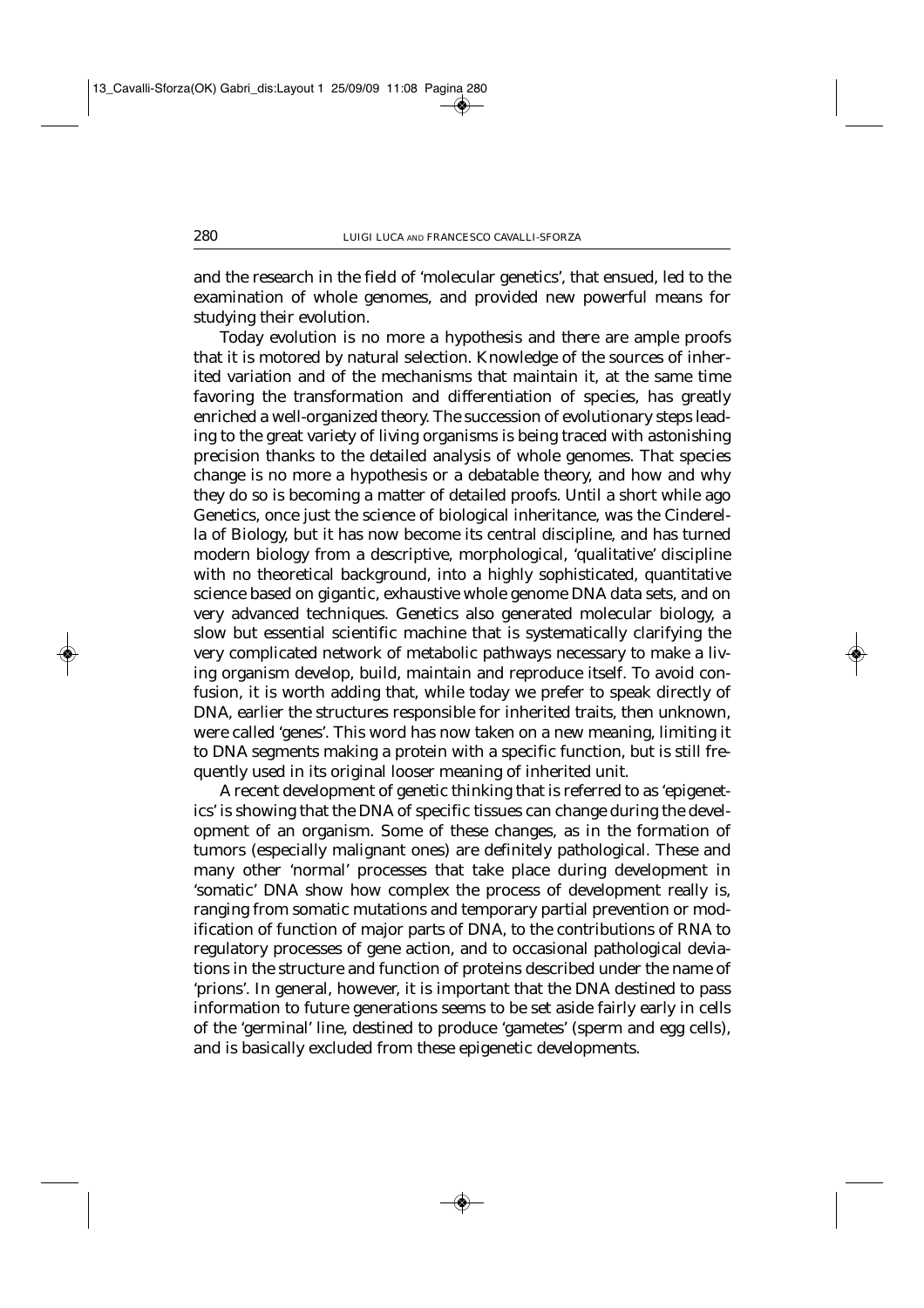and the research in the field of 'molecular genetics', that ensued, led to the examination of whole genomes, and provided new powerful means for studying their evolution.

Today evolution is no more a hypothesis and there are ample proofs that it is motored by natural selection. Knowledge of the sources of inherited variation and of the mechanisms that maintain it, at the same time favoring the transformation and differentiation of species, has greatly enriched a well-organized theory. The succession of evolutionary steps leading to the great variety of living organisms is being traced with astonishing precision thanks to the detailed analysis of whole genomes. That species change is no more a hypothesis or a debatable theory, and how and why they do so is becoming a matter of detailed proofs. Until a short while ago Genetics, once just the science of biological inheritance, was the Cinderella of Biology, but it has now become its central discipline, and has turned modern biology from a descriptive, morphological, 'qualitative' discipline with no theoretical background, into a highly sophisticated, quantitative science based on gigantic, exhaustive whole genome DNA data sets, and on very advanced techniques. Genetics also generated molecular biology, a slow but essential scientific machine that is systematically clarifying the very complicated network of metabolic pathways necessary to make a living organism develop, build, maintain and reproduce itself. To avoid confusion, it is worth adding that, while today we prefer to speak directly of DNA, earlier the structures responsible for inherited traits, then unknown, were called 'genes'. This word has now taken on a new meaning, limiting it to DNA segments making a protein with a specific function, but is still frequently used in its original looser meaning of inherited unit.

A recent development of genetic thinking that is referred to as 'epigenetics' is showing that the DNA of specific tissues can change during the development of an organism. Some of these changes, as in the formation of tumors (especially malignant ones) are definitely pathological. These and many other 'normal' processes that take place during development in 'somatic' DNA show how complex the process of development really is, ranging from somatic mutations and temporary partial prevention or modification of function of major parts of DNA, to the contributions of RNA to regulatory processes of gene action, and to occasional pathological deviations in the structure and function of proteins described under the name of 'prions'. In general, however, it is important that the DNA destined to pass information to future generations seems to be set aside fairly early in cells of the 'germinal' line, destined to produce 'gametes' (sperm and egg cells), and is basically excluded from these epigenetic developments.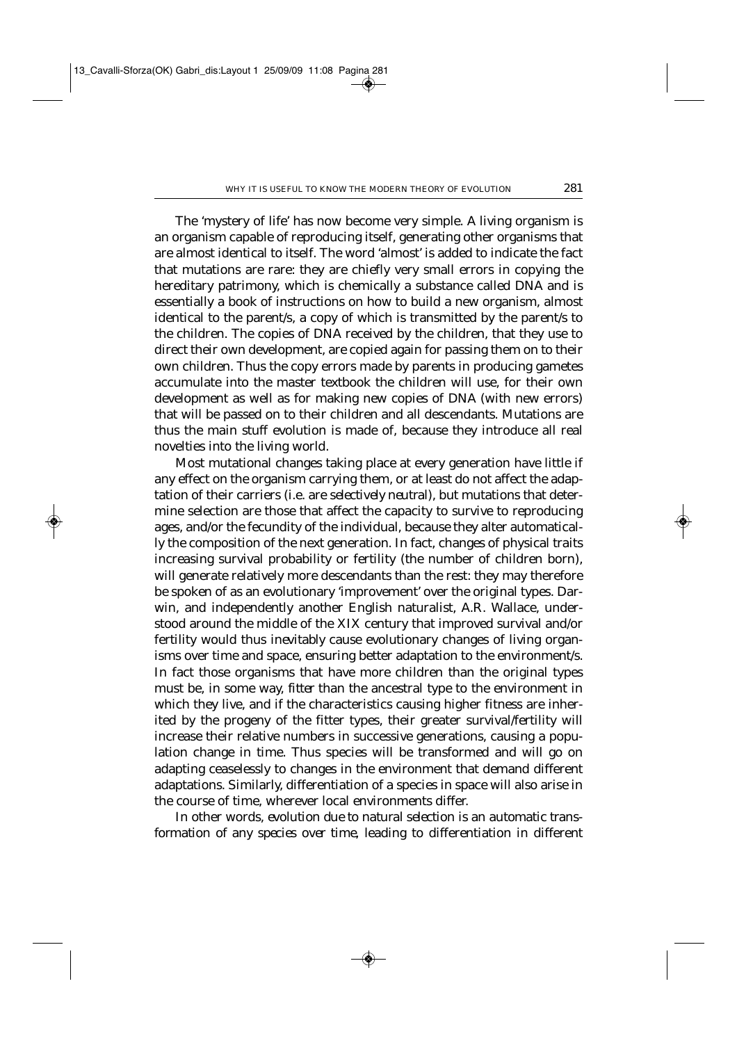The 'mystery of life' has now become very simple. A living organism is an organism capable of reproducing itself, generating other organisms that are almost identical to itself. The word 'almost' is added to indicate the fact that mutations are rare: they are chiefly very small errors in copying the hereditary patrimony, which is chemically a substance called DNA and is essentially a book of instructions on how to build a new organism, almost identical to the parent/s, a copy of which is transmitted by the parent/s to the children. The copies of DNA received by the children, that they use to direct their own development, are copied again for passing them on to their own children. Thus the copy errors made by parents in producing gametes accumulate into the master textbook the children will use, for their own development as well as for making new copies of DNA (with new errors) that will be passed on to their children and all descendants. Mutations are thus the main stuff evolution is made of, because they introduce all real novelties into the living world.

Most mutational changes taking place at every generation have little if any effect on the organism carrying them, or at least do not affect the adaptation of their carriers (i.e. are selectively neutral), but mutations that determine selection are those that affect the capacity to survive to reproducing ages, and/or the fecundity of the individual, because they alter automatically the composition of the next generation. In fact, changes of physical traits increasing survival probability or fertility (the number of children born), will generate relatively more descendants than the rest: they may therefore be spoken of as an evolutionary 'improvement' over the original types. Darwin, and independently another English naturalist, A.R. Wallace, understood around the middle of the XIX century that improved survival and/or fertility would thus inevitably cause evolutionary changes of living organisms over time and space, ensuring better adaptation to the environment/s. In fact those organisms that have more children than the original types must be, in some way, *fitter* than the ancestral type to the environment in which they live, and if the characteristics causing higher fitness are inherited by the progeny of the fitter types, their greater survival/fertility will increase their relative numbers in successive generations, causing a population change in time. Thus species will be transformed and will go on adapting ceaselessly to changes in the environment that demand different adaptations. Similarly, differentiation of a species in space will also arise in the course of time, wherever local environments differ.

In other words, evolution due to natural selection is an automatic transformation of any species over time, leading to differentiation in different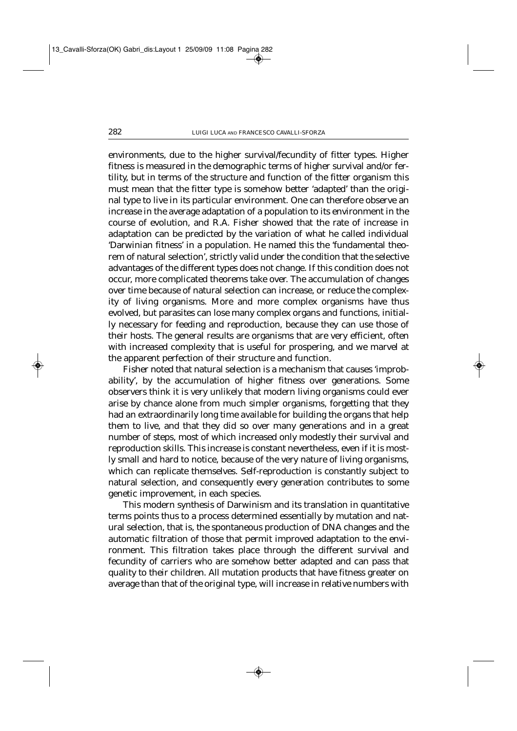environments, due to the higher survival/fecundity of fitter types. Higher fitness is measured in the demographic terms of higher survival and/or fertility, but in terms of the structure and function of the fitter organism this must mean that the fitter type is somehow better 'adapted' than the original type to live in its particular environment. One can therefore observe an increase in the average adaptation of a population to its environment in the course of evolution, and R.A. Fisher showed that the rate of increase in adaptation can be predicted by the variation of what he called individual 'Darwinian fitness' in a population. He named this the 'fundamental theorem of natural selection', strictly valid under the condition that the selective advantages of the different types does not change. If this condition does not occur, more complicated theorems take over. The accumulation of changes over time because of natural selection can increase, or reduce the complexity of living organisms. More and more complex organisms have thus evolved, but parasites can lose many complex organs and functions, initially necessary for feeding and reproduction, because they can use those of their hosts. The general results are organisms that are very efficient, often with increased complexity that is useful for prospering, and we marvel at the apparent perfection of their structure and function.

Fisher noted that natural selection is a mechanism that causes 'improbability', by the accumulation of higher fitness over generations. Some observers think it is very unlikely that modern living organisms could ever arise by chance alone from much simpler organisms, forgetting that they had an extraordinarily long time available for building the organs that help them to live, and that they did so over many generations and in a great number of steps, most of which increased only modestly their survival and reproduction skills. This increase is constant nevertheless, even if it is mostly small and hard to notice, because of the very nature of living organisms, which can replicate themselves. Self-reproduction is constantly subject to natural selection, and consequently every generation contributes to some genetic improvement, in each species.

This modern synthesis of Darwinism and its translation in quantitative terms points thus to a process determined essentially by mutation and natural selection, that is, the spontaneous production of DNA changes and the automatic filtration of those that permit improved adaptation to the environment. This filtration takes place through the different survival and fecundity of carriers who are somehow better adapted and can pass that quality to their children. All mutation products that have fitness greater on average than that of the original type, will increase in relative numbers with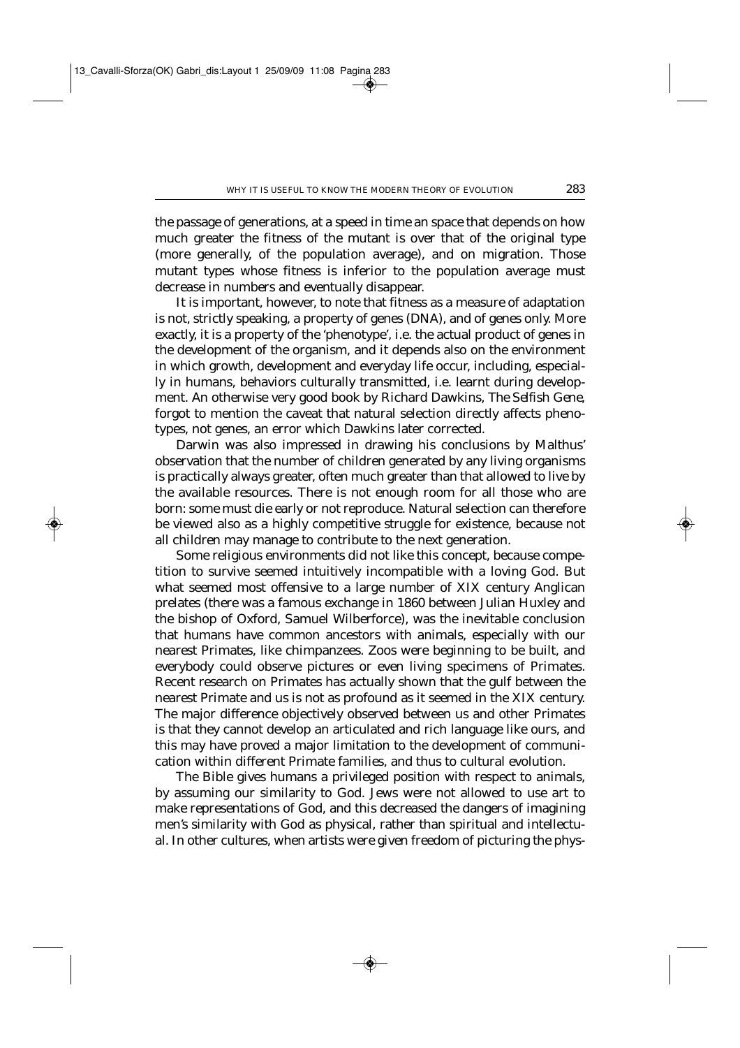the passage of generations, at a speed in time an space that depends on how much greater the fitness of the mutant is over that of the original type (more generally, of the population average), and on migration. Those mutant types whose fitness is inferior to the population average must decrease in numbers and eventually disappear.

It is important, however, to note that fitness as a measure of adaptation is not, strictly speaking, a property of genes (DNA), and of genes only. More exactly, it is a property of the 'phenotype', i.e. the actual product of genes in the development of the organism, and it depends also on the environment in which growth, development and everyday life occur, including, especially in humans, behaviors culturally transmitted, i.e. learnt during development. An otherwise very good book by Richard Dawkins, *The Selfish Gene*, forgot to mention the caveat that natural selection directly affects phenotypes, not genes, an error which Dawkins later corrected.

Darwin was also impressed in drawing his conclusions by Malthus' observation that the number of children generated by any living organisms is practically always greater, often much greater than that allowed to live by the available resources. There is not enough room for all those who are born: some must die early or not reproduce. Natural selection can therefore be viewed also as a highly competitive struggle for existence, because not all children may manage to contribute to the next generation.

Some religious environments did not like this concept, because competition to survive seemed intuitively incompatible with a loving God. But what seemed most offensive to a large number of XIX century Anglican prelates (there was a famous exchange in 1860 between Julian Huxley and the bishop of Oxford, Samuel Wilberforce), was the inevitable conclusion that humans have common ancestors with animals, especially with our nearest Primates, like chimpanzees. Zoos were beginning to be built, and everybody could observe pictures or even living specimens of Primates. Recent research on Primates has actually shown that the gulf between the nearest Primate and us is not as profound as it seemed in the XIX century. The major difference objectively observed between us and other Primates is that they cannot develop an articulated and rich language like ours, and this may have proved a major limitation to the development of communication within different Primate families, and thus to cultural evolution.

The Bible gives humans a privileged position with respect to animals, by assuming our similarity to God. Jews were not allowed to use art to make representations of God, and this decreased the dangers of imagining men's similarity with God as physical, rather than spiritual and intellectual. In other cultures, when artists were given freedom of picturing the phys-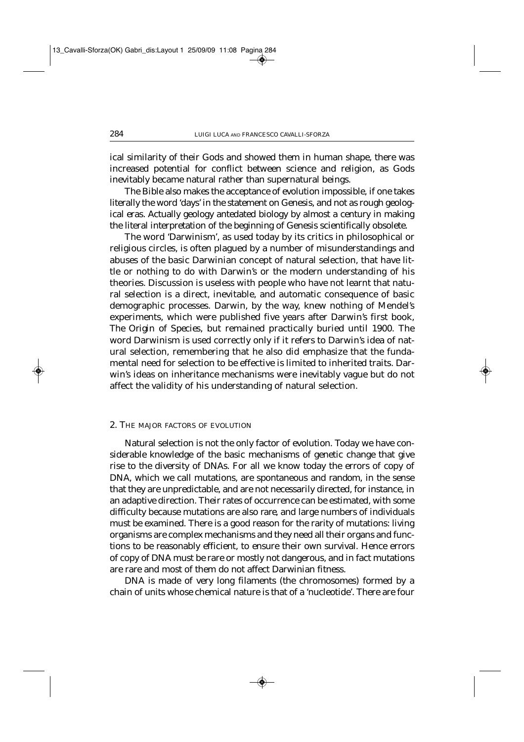ical similarity of their Gods and showed them in human shape, there was increased potential for conflict between science and religion, as Gods inevitably became natural rather than supernatural beings.

The Bible also makes the acceptance of evolution impossible, if one takes literally the word 'days' in the statement on Genesis, and not as rough geological eras. Actually geology antedated biology by almost a century in making the literal interpretation of the beginning of Genesis scientifically obsolete.

The word 'Darwinism', as used today by its critics in philosophical or religious circles, is often plagued by a number of misunderstandings and abuses of the basic Darwinian concept of natural selection, that have little or nothing to do with Darwin's or the modern understanding of his theories. Discussion is useless with people who have not learnt that natural selection is a direct, inevitable, and automatic consequence of basic demographic processes. Darwin, by the way, knew nothing of Mendel's experiments, which were published five years after Darwin's first book, *The Origin of Species*, but remained practically buried until 1900. The word Darwinism is used correctly only if it refers to Darwin's idea of natural selection, remembering that he also did emphasize that the fundamental need for selection to be effective is limited to inherited traits. Darwin's ideas on inheritance mechanisms were inevitably vague but do not affect the validity of his understanding of natural selection.

## 2. The major factors of evolution

Natural selection is not the only factor of evolution. Today we have considerable knowledge of the basic mechanisms of genetic change that give rise to the diversity of DNAs. For all we know today the errors of copy of DNA, which we call mutations, are spontaneous and random, in the sense that they are unpredictable, and are not necessarily directed, for instance, in an adaptive direction. Their rates of occurrence can be estimated, with some difficulty because mutations are also rare, and large numbers of individuals must be examined. There is a good reason for the rarity of mutations: living organisms are complex mechanisms and they need all their organs and functions to be reasonably efficient, to ensure their own survival. Hence errors of copy of DNA must be rare or mostly not dangerous, and in fact mutations are rare and most of them do not affect Darwinian fitness.

DNA is made of very long filaments (the chromosomes) formed by a chain of units whose chemical nature is that of a 'nucleotide'. There are four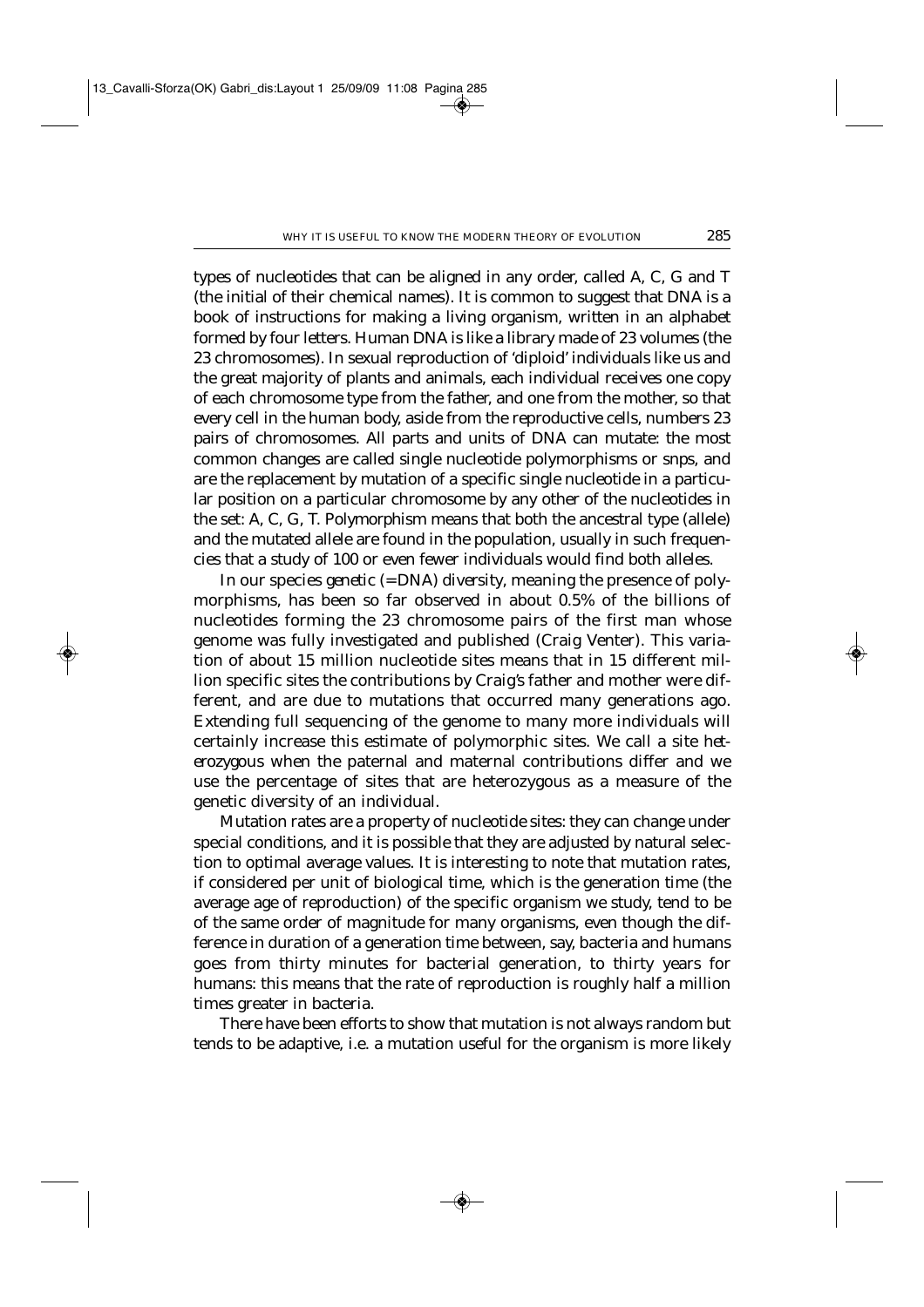types of nucleotides that can be aligned in any order, called A, C, G and T (the initial of their chemical names). It is common to suggest that DNA is a book of instructions for making a living organism, written in an alphabet formed by four letters. Human DNA is like a library made of 23 volumes (the 23 chromosomes). In sexual reproduction of 'diploid' individuals like us and the great majority of plants and animals, each individual receives one copy of each chromosome type from the father, and one from the mother, so that every cell in the human body, aside from the reproductive cells, numbers 23 pairs of chromosomes. All parts and units of DNA can mutate: the most common changes are called single nucleotide polymorphisms or snps, and are the replacement by mutation of a specific single nucleotide in a particular position on a particular chromosome by any other of the nucleotides in the set: A, C, G, T. Polymorphism means that both the ancestral type (allele) and the mutated allele are found in the population, usually in such frequencies that a study of 100 or even fewer individuals would find both alleles.

In our species *genetic* (=DNA) *diversity*, meaning the presence of polymorphisms, has been so far observed in about 0.5% of the billions of nucleotides forming the 23 chromosome pairs of the first man whose genome was fully investigated and published (Craig Venter). This variation of about 15 million nucleotide sites means that in 15 different million specific sites the contributions by Craig's father and mother were different, and are due to mutations that occurred many generations ago. Extending full sequencing of the genome to many more individuals will certainly increase this estimate of polymorphic sites. We call a site *heterozygous* when the paternal and maternal contributions differ and we use the percentage of sites that are heterozygous as a measure of the genetic diversity of an individual.

Mutation rates are a property of nucleotide sites: they can change under special conditions, and it is possible that they are adjusted by natural selection to optimal average values. It is interesting to note that mutation rates, if considered per unit of biological time, which is the generation time (the average age of reproduction) of the specific organism we study, tend to be of the same order of magnitude for many organisms, even though the difference in duration of a generation time between, say, bacteria and humans goes from thirty minutes for bacterial generation, to thirty years for humans: this means that the rate of reproduction is roughly half a million times greater in bacteria.

There have been efforts to show that mutation is not always random but tends to be adaptive, i.e. a mutation useful for the organism is more likely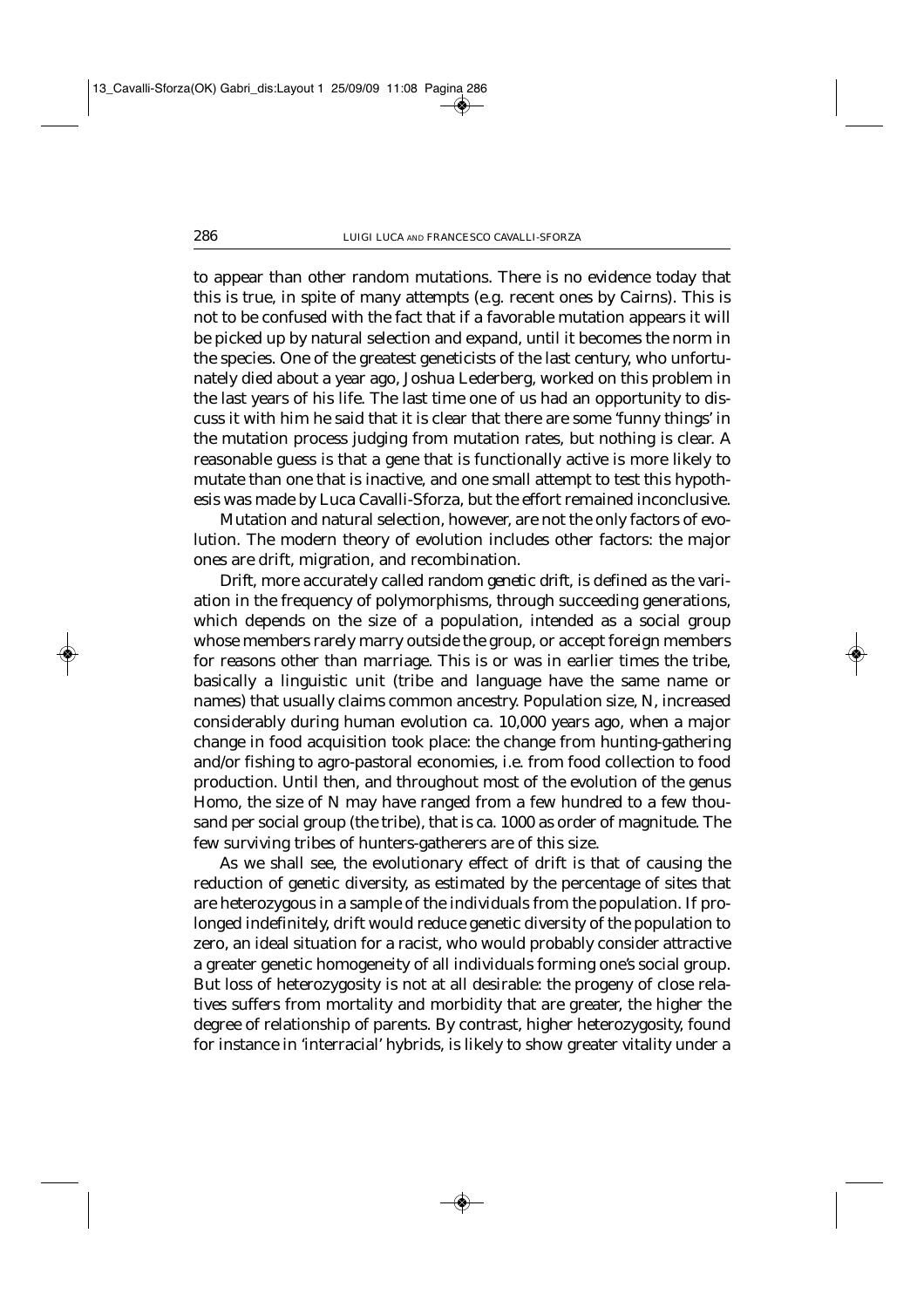to appear than other random mutations. There is no evidence today that this is true, in spite of many attempts (e.g. recent ones by Cairns). This is not to be confused with the fact that if a favorable mutation appears it will be picked up by natural selection and expand, until it becomes the norm in the species. One of the greatest geneticists of the last century, who unfortunately died about a year ago, Joshua Lederberg, worked on this problem in the last years of his life. The last time one of us had an opportunity to discuss it with him he said that it is clear that there are some 'funny things' in the mutation process judging from mutation rates, but nothing is clear. A reasonable guess is that a gene that is functionally active is more likely to mutate than one that is inactive, and one small attempt to test this hypothesis was made by Luca Cavalli-Sforza, but the effort remained inconclusive.

Mutation and natural selection, however, are not the only factors of evolution. The modern theory of evolution includes other factors: the major ones are drift, migration, and recombination.

Drift, more accurately called *random genetic drift*, is defined as the variation in the frequency of polymorphisms, through succeeding generations, which depends on the size of a population, intended as a social group whose members rarely marry outside the group, or accept foreign members for reasons other than marriage. This is or was in earlier times the tribe, basically a linguistic unit (tribe and language have the same name or names) that usually claims common ancestry. Population size, N, increased considerably during human evolution ca. 10,000 years ago, when a major change in food acquisition took place: the change from hunting-gathering and/or fishing to agro-pastoral economies, i.e. from food collection to food production. Until then, and throughout most of the evolution of the genus Homo, the size of N may have ranged from a few hundred to a few thousand per social group (the tribe), that is ca. 1000 as order of magnitude. The few surviving tribes of hunters-gatherers are of this size.

As we shall see, the evolutionary effect of drift is that of causing the reduction of genetic diversity, as estimated by the percentage of sites that are heterozygous in a sample of the individuals from the population. If prolonged indefinitely, drift would reduce genetic diversity of the population to zero, an ideal situation for a racist, who would probably consider attractive a greater genetic homogeneity of all individuals forming one's social group. But loss of heterozygosity is not at all desirable: the progeny of close relatives suffers from mortality and morbidity that are greater, the higher the degree of relationship of parents. By contrast, higher heterozygosity, found for instance in 'interracial' hybrids, is likely to show greater vitality under a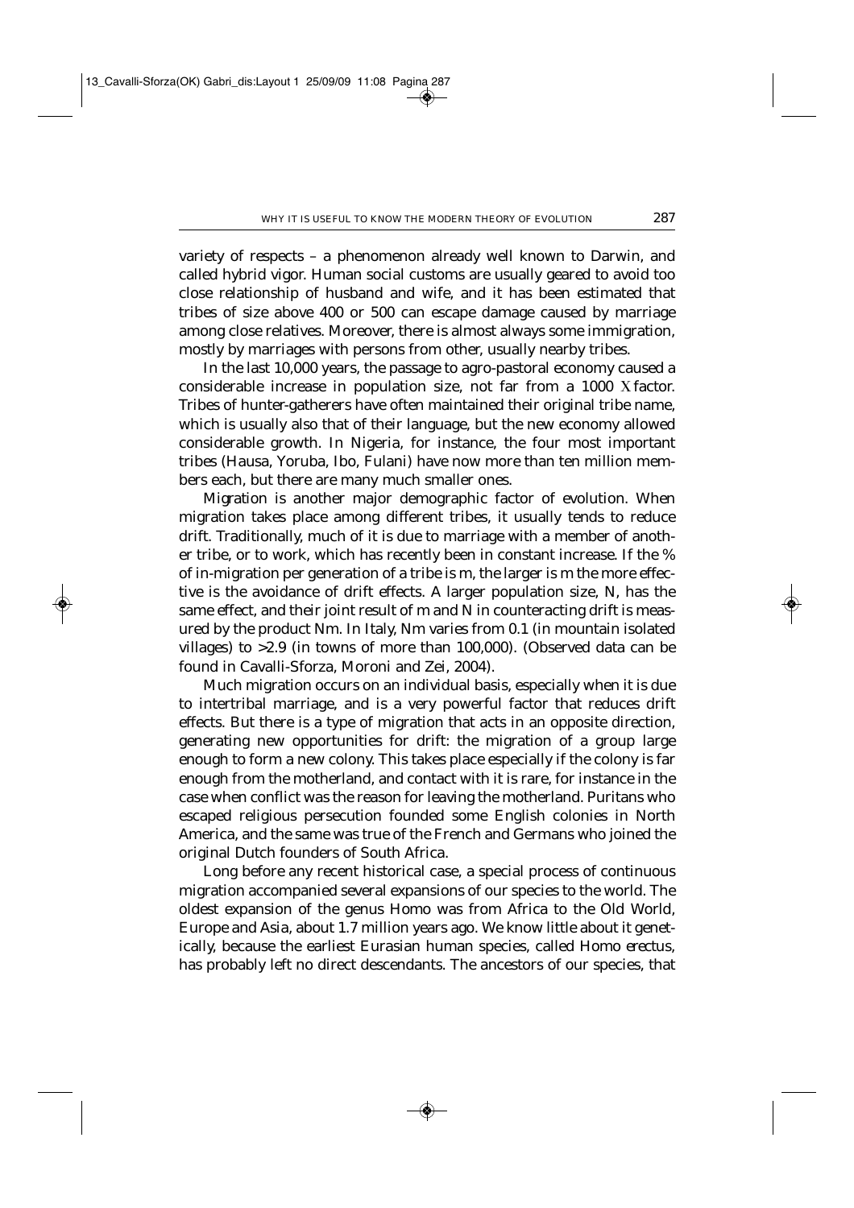variety of respects – a phenomenon already well known to Darwin, and called hybrid vigor. Human social customs are usually geared to avoid too close relationship of husband and wife, and it has been estimated that tribes of size above 400 or 500 can escape damage caused by marriage among close relatives. Moreover, there is almost always some immigration, mostly by marriages with persons from other, usually nearby tribes.

In the last 10,000 years, the passage to agro-pastoral economy caused a considerable increase in population size, not far from a 1000 X factor. Tribes of hunter-gatherers have often maintained their original tribe name, which is usually also that of their language, but the new economy allowed considerable growth. In Nigeria, for instance, the four most important tribes (Hausa, Yoruba, Ibo, Fulani) have now more than ten million members each, but there are many much smaller ones.

Migration is another major demographic factor of evolution. When migration takes place among different tribes, it usually tends to reduce drift. Traditionally, much of it is due to marriage with a member of another tribe, or to work, which has recently been in constant increase. If the % of in-migration per generation of a tribe is m, the larger is m the more effective is the avoidance of drift effects. A larger population size, N, has the same effect, and their joint result of m and N in counteracting drift is measured by the product Nm. In Italy, Nm varies from 0.1 (in mountain isolated villages) to >2.9 (in towns of more than 100,000). (Observed data can be found in Cavalli-Sforza, Moroni and Zei, 2004).

Much migration occurs on an individual basis, especially when it is due to intertribal marriage, and is a very powerful factor that reduces drift effects. But there is a type of migration that acts in an opposite direction, generating new opportunities for drift: the migration of a group large enough to form a new colony. This takes place especially if the colony is far enough from the motherland, and contact with it is rare, for instance in the case when conflict was the reason for leaving the motherland. Puritans who escaped religious persecution founded some English colonies in North America, and the same was true of the French and Germans who joined the original Dutch founders of South Africa.

Long before any recent historical case, a special process of continuous migration accompanied several expansions of our species to the world. The oldest expansion of the genus *Homo* was from Africa to the Old World, Europe and Asia, about 1.7 million years ago. We know little about it genetically, because the earliest Eurasian human species, called *Homo erectus*, has probably left no direct descendants. The ancestors of our species, that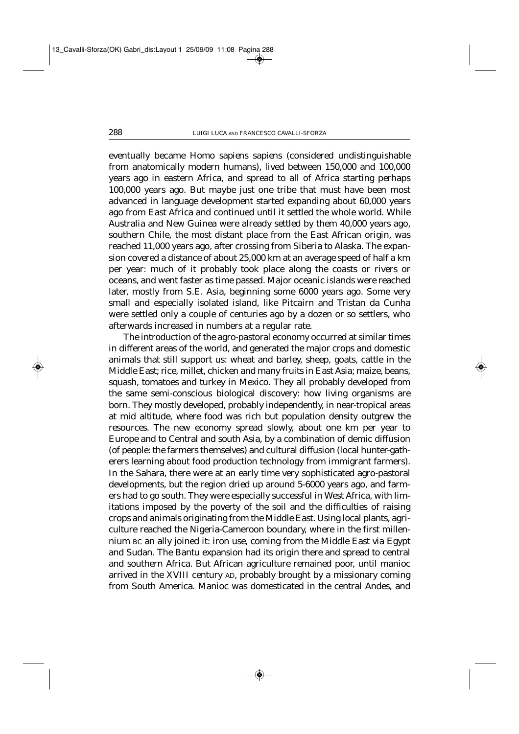eventually became *Homo sapiens sapiens* (considered undistinguishable from anatomically modern humans), lived between 150,000 and 100,000 years ago in eastern Africa, and spread to all of Africa starting perhaps 100,000 years ago. But maybe just one tribe that must have been most advanced in language development started expanding about 60,000 years ago from East Africa and continued until it settled the whole world. While Australia and New Guinea were already settled by them 40,000 years ago, southern Chile, the most distant place from the East African origin, was reached 11,000 years ago, after crossing from Siberia to Alaska. The expansion covered a distance of about 25,000 km at an average speed of half a km per year: much of it probably took place along the coasts or rivers or oceans, and went faster as time passed. Major oceanic islands were reached later, mostly from S.E. Asia, beginning some 6000 years ago. Some very small and especially isolated island, like Pitcairn and Tristan da Cunha were settled only a couple of centuries ago by a dozen or so settlers, who afterwards increased in numbers at a regular rate.

The introduction of the agro-pastoral economy occurred at similar times in different areas of the world, and generated the major crops and domestic animals that still support us: wheat and barley, sheep, goats, cattle in the Middle East; rice, millet, chicken and many fruits in East Asia; maize, beans, squash, tomatoes and turkey in Mexico. They all probably developed from the same semi-conscious biological discovery: how living organisms are born. They mostly developed, probably independently, in near-tropical areas at mid altitude, where food was rich but population density outgrew the resources. The new economy spread slowly, about one km per year to Europe and to Central and south Asia, by a combination of demic diffusion (of people: the farmers themselves) and cultural diffusion (local hunter-gatherers learning about food production technology from immigrant farmers). In the Sahara, there were at an early time very sophisticated agro-pastoral developments, but the region dried up around 5-6000 years ago, and farmers had to go south. They were especially successful in West Africa, with limitations imposed by the poverty of the soil and the difficulties of raising crops and animals originating from the Middle East. Using local plants, agriculture reached the Nigeria-Cameroon boundary, where in the first millennium BC an ally joined it: iron use, coming from the Middle East via Egypt and Sudan. The Bantu expansion had its origin there and spread to central and southern Africa. But African agriculture remained poor, until manioc arrived in the XVIII century AD, probably brought by a missionary coming from South America. Manioc was domesticated in the central Andes, and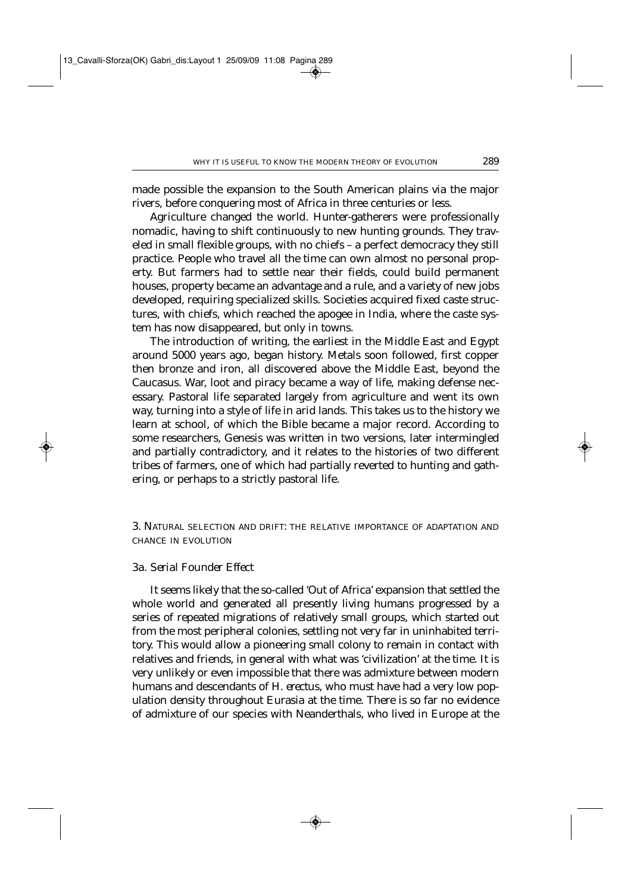made possible the expansion to the South American plains via the major rivers, before conquering most of Africa in three centuries or less.

Agriculture changed the world. Hunter-gatherers were professionally nomadic, having to shift continuously to new hunting grounds. They traveled in small flexible groups, with no chiefs – a perfect democracy they still practice. People who travel all the time can own almost no personal property. But farmers had to settle near their fields, could build permanent houses, property became an advantage and a rule, and a variety of new jobs developed, requiring specialized skills. Societies acquired fixed caste structures, with chiefs, which reached the apogee in India, where the caste system has now disappeared, but only in towns.

The introduction of writing, the earliest in the Middle East and Egypt around 5000 years ago, began history. Metals soon followed, first copper then bronze and iron, all discovered above the Middle East, beyond the Caucasus. War, loot and piracy became a way of life, making defense necessary. Pastoral life separated largely from agriculture and went its own way, turning into a style of life in arid lands. This takes us to the history we learn at school, of which the Bible became a major record. According to some researchers, Genesis was written in two versions, later intermingled and partially contradictory, and it relates to the histories of two different tribes of farmers, one of which had partially reverted to hunting and gathering, or perhaps to a strictly pastoral life.

## 3. Natural Selection and Drift: the Relative Importance of Adaptation and Chance in Evolution

### *3a. Serial Founder Effect*

It seems likely that the so-called 'Out of Africa' expansion that settled the whole world and generated all presently living humans progressed by a series of repeated migrations of relatively small groups, which started out from the most peripheral colonies, settling not very far in uninhabited territory. This would allow a pioneering small colony to remain in contact with relatives and friends, in general with what was 'civilization' at the time. It is very unlikely or even impossible that there was admixture between modern humans and descendants of *H. erectus*, who must have had a very low population density throughout Eurasia at the time. There is so far no evidence of admixture of our species with Neanderthals, who lived in Europe at the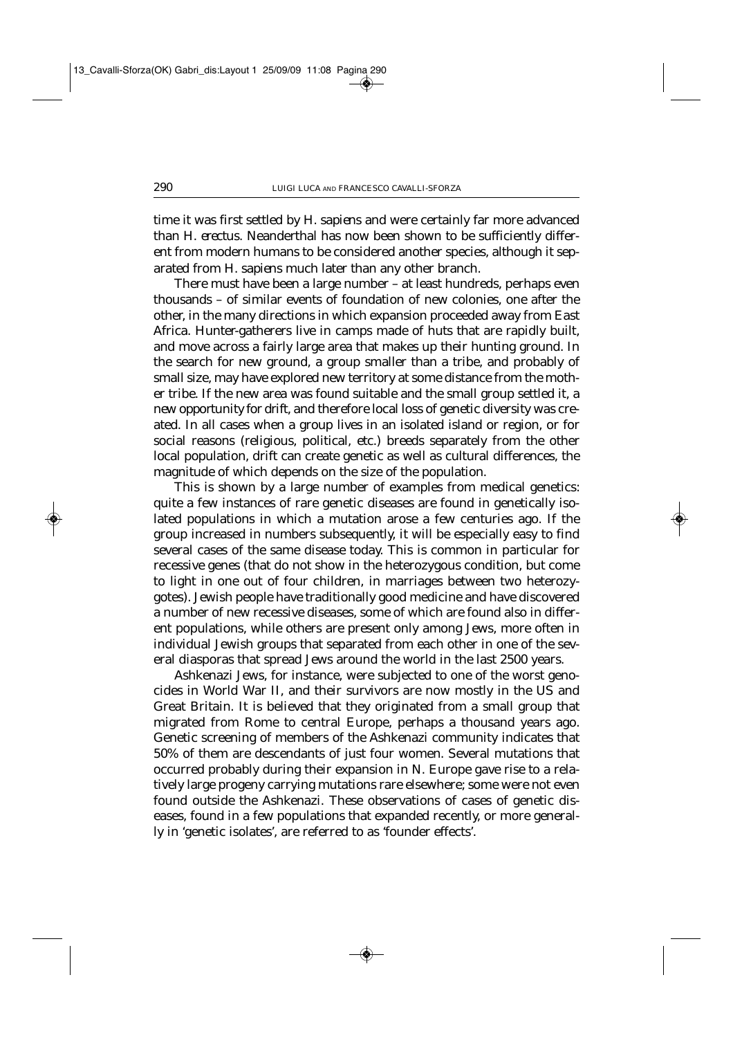time it was first settled by *H. sapiens* and were certainly far more advanced than *H. erectus*. Neanderthal has now been shown to be sufficiently different from modern humans to be considered another species, although it separated from *H. sapiens* much later than any other branch.

There must have been a large number – at least hundreds, perhaps even thousands – of similar events of foundation of new colonies, one after the other, in the many directions in which expansion proceeded away from East Africa. Hunter-gatherers live in camps made of huts that are rapidly built, and move across a fairly large area that makes up their hunting ground. In the search for new ground, a group smaller than a tribe, and probably of small size, may have explored new territory at some distance from the mother tribe. If the new area was found suitable and the small group settled it, a new opportunity for drift, and therefore local loss of genetic diversity was created. In all cases when a group lives in an isolated island or region, or for social reasons (religious, political, etc.) breeds separately from the other local population, drift can create genetic as well as cultural differences, the magnitude of which depends on the size of the population.

This is shown by a large number of examples from medical genetics: quite a few instances of rare genetic diseases are found in genetically isolated populations in which a mutation arose a few centuries ago. If the group increased in numbers subsequently, it will be especially easy to find several cases of the same disease today. This is common in particular for recessive genes (that do not show in the heterozygous condition, but come to light in one out of four children, in marriages between two heterozygotes). Jewish people have traditionally good medicine and have discovered a number of new recessive diseases, some of which are found also in different populations, while others are present only among Jews, more often in individual Jewish groups that separated from each other in one of the several diasporas that spread Jews around the world in the last 2500 years.

Ashkenazi Jews, for instance, were subjected to one of the worst genocides in World War II, and their survivors are now mostly in the US and Great Britain. It is believed that they originated from a small group that migrated from Rome to central Europe, perhaps a thousand years ago. Genetic screening of members of the Ashkenazi community indicates that 50% of them are descendants of just four women. Several mutations that occurred probably during their expansion in N. Europe gave rise to a relatively large progeny carrying mutations rare elsewhere; some were not even found outside the Ashkenazi. These observations of cases of genetic diseases, found in a few populations that expanded recently, or more generally in 'genetic isolates', are referred to as 'founder effects'.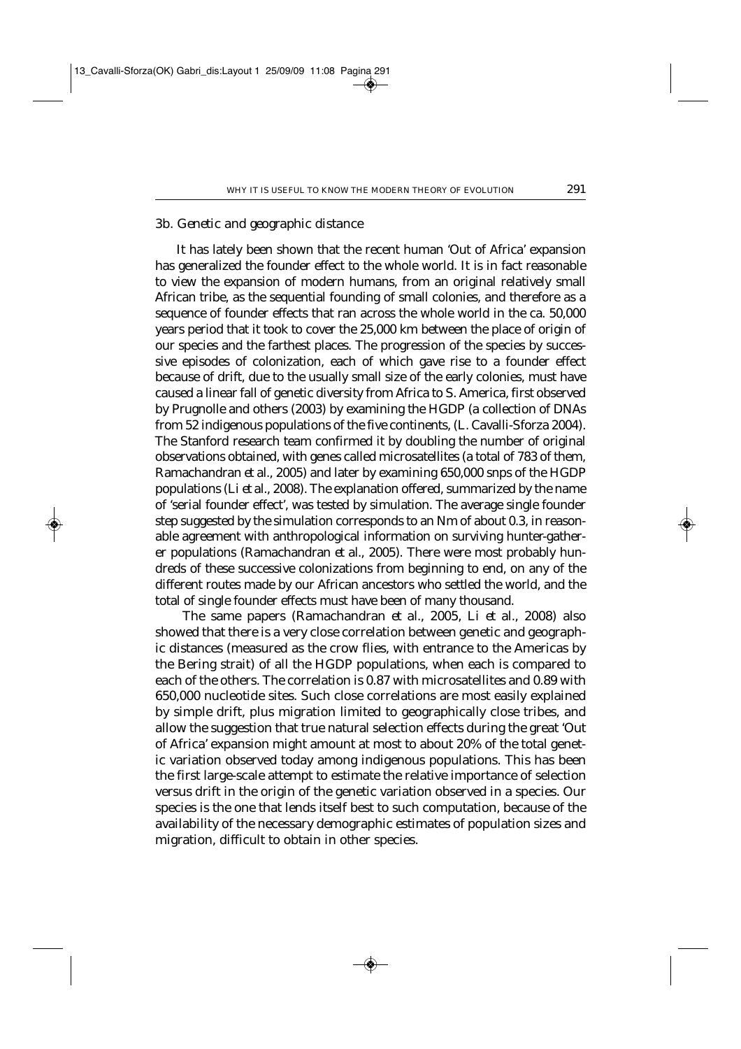### 3b. Genetic and geographic distance

It has lately been shown that the recent human 'Out of Africa' expansion has generalized the founder effect to the whole world. It is in fact reasonable to view the expansion of modern humans, from an original relatively small African tribe, as the sequential founding of small colonies, and therefore as a sequence of founder effects that ran across the whole world in the ca. 50,000 years period that it took to cover the 25,000 km between the place of origin of our species and the farthest places. The progression of the species by successive episodes of colonization, each of which gave rise to a founder effect because of drift, due to the usually small size of the early colonies, must have caused a linear fall of genetic diversity from Africa to S. America, first observed by Prugnolle and others (2003) by examining the HGDP (a collection of DNAs from 52 indigenous populations of the five continents, (L. Cavalli-Sforza 2004). The Stanford research team confirmed it by doubling the number of original observations obtained, with genes called microsatellites (a total of 783 of them, Ramachandran *et al.*, 2005) and later by examining 650,000 snps of the HGDP populations (Li *et al.*, 2008). The explanation offered, summarized by the name of 'serial founder effect', was tested by simulation. The average single founder step suggested by the simulation corresponds to an Nm of about 0.3, in reasonable agreement with anthropological information on surviving hunter-gatherer populations (Ramachandran *et al.*, 2005). There were most probably hundreds of these successive colonizations from beginning to end, on any of the different routes made by our African ancestors who settled the world, and the total of single founder effects must have been of many thousand.

The same papers (Ramachandran *et al.*, 2005, Li *et al.*, 2008) also showed that there is a very close correlation between genetic and geographic distances (measured as the crow flies, with entrance to the Americas by the Bering strait) of all the HGDP populations, when each is compared to each of the others. The correlation is 0.87 with microsatellites and 0.89 with 650,000 nucleotide sites. Such close correlations are most easily explained by simple drift, plus migration limited to geographically close tribes, and allow the suggestion that true natural selection effects during the great 'Out of Africa' expansion might amount at most to about 20% of the total genetic variation observed today among indigenous populations. This has been the first large-scale attempt to estimate the relative importance of selection versus drift in the origin of the genetic variation observed in a species. Our species is the one that lends itself best to such computation, because of the availability of the necessary demographic estimates of population sizes and migration, difficult to obtain in other species.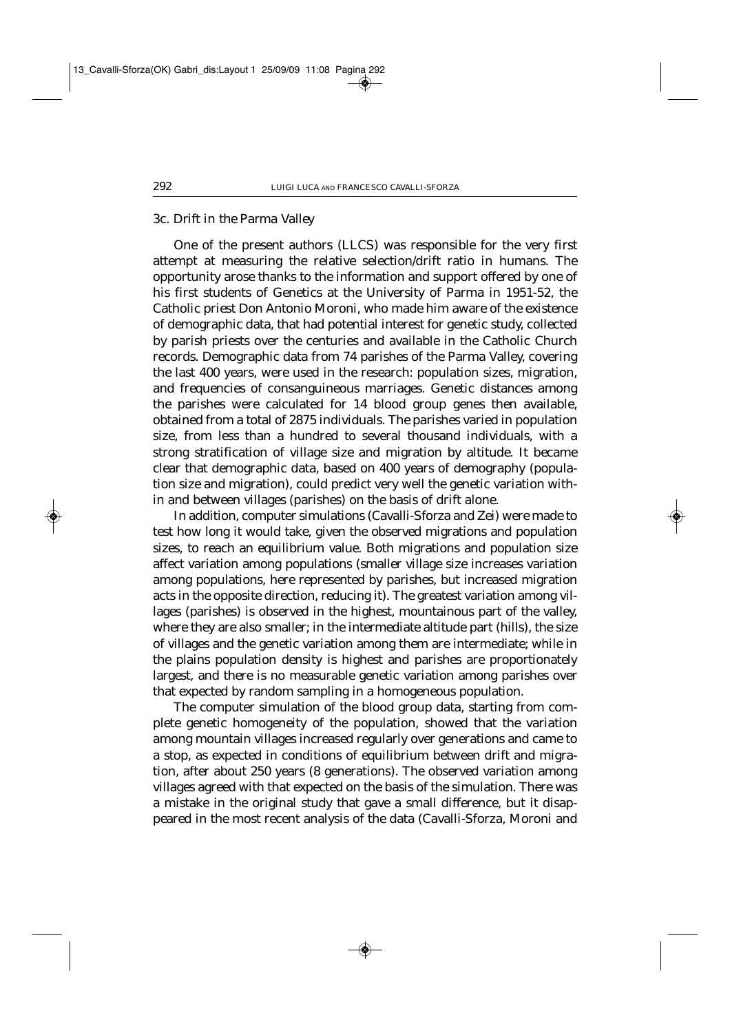### 3c. Drift in the Parma Valley

One of the present authors (LLCS) was responsible for the very first attempt at measuring the relative selection/drift ratio in humans. The opportunity arose thanks to the information and support offered by one of his first students of Genetics at the University of Parma in 1951-52, the Catholic priest Don Antonio Moroni, who made him aware of the existence of demographic data, that had potential interest for genetic study, collected by parish priests over the centuries and available in the Catholic Church records. Demographic data from 74 parishes of the Parma Valley, covering the last 400 years, were used in the research: population sizes, migration, and frequencies of consanguineous marriages. Genetic distances among the parishes were calculated for 14 blood group genes then available, obtained from a total of 2875 individuals. The parishes varied in population size, from less than a hundred to several thousand individuals, with a strong stratification of village size and migration by altitude. It became clear that demographic data, based on 400 years of demography (population size and migration), could predict very well the genetic variation within and between villages (parishes) on the basis of drift alone.

In addition, computer simulations (Cavalli-Sforza and Zei) were made to test how long it would take, given the observed migrations and population sizes, to reach an equilibrium value. Both migrations and population size affect variation among populations (smaller village size increases variation among populations, here represented by parishes, but increased migration acts in the opposite direction, reducing it). The greatest variation among villages (parishes) is observed in the highest, mountainous part of the valley, where they are also smaller; in the intermediate altitude part (hills), the size of villages and the genetic variation among them are intermediate; while in the plains population density is highest and parishes are proportionately largest, and there is no measurable genetic variation among parishes over that expected by random sampling in a homogeneous population.

The computer simulation of the blood group data, starting from complete genetic homogeneity of the population, showed that the variation among mountain villages increased regularly over generations and came to a stop, as expected in conditions of equilibrium between drift and migration, after about 250 years (8 generations). The observed variation among villages agreed with that expected on the basis of the simulation. There was a mistake in the original study that gave a small difference, but it disappeared in the most recent analysis of the data (Cavalli-Sforza, Moroni and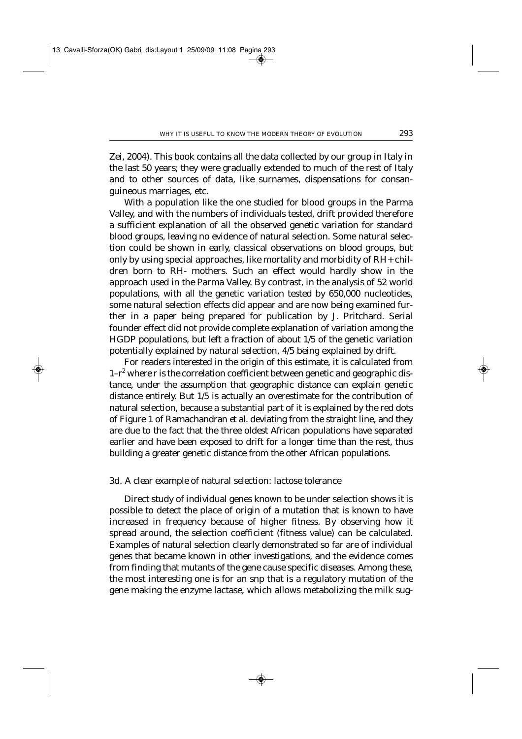Zei, 2004). This book contains all the data collected by our group in Italy in the last 50 years; they were gradually extended to much of the rest of Italy and to other sources of data, like surnames, dispensations for consanguineous marriages, etc.

With a population like the one studied for blood groups in the Parma Valley, and with the numbers of individuals tested, drift provided therefore a sufficient explanation of all the observed genetic variation for standard blood groups, leaving no evidence of natural selection. Some natural selection could be shown in early, classical observations on blood groups, but only by using special approaches, like mortality and morbidity of RH+ children born to RH- mothers. Such an effect would hardly show in the approach used in the Parma Valley. By contrast, in the analysis of 52 world populations, with all the genetic variation tested by 650,000 nucleotides, some natural selection effects did appear and are now being examined further in a paper being prepared for publication by J. Pritchard. Serial founder effect did not provide complete explanation of variation among the HGDP populations, but left a fraction of about 1/5 of the genetic variation potentially explained by natural selection, 4/5 being explained by drift.

For readers interested in the origin of this estimate, it is calculated from $1–r^2$ where r is the correlation coefficient between genetic and geographic distance, under the assumption that geographic distance can explain genetic distance entirely. But 1/5 is actually an overestimate for the contribution of natural selection, because a substantial part of it is explained by the red dots of Figure 1 of Ramachandran et al. deviating from the straight line, and they are due to the fact that the three oldest African populations have separated earlier and have been exposed to drift for a longer time than the rest, thus building a greater genetic distance from the other African populations.

### 3d. A clear example of natural selection: lactose tolerance

Direct study of individual genes known to be under selection shows it is possible to detect the place of origin of a mutation that is known to have increased in frequency because of higher fitness. By observing how it spread around, the selection coefficient (fitness value) can be calculated. Examples of natural selection clearly demonstrated so far are of individual genes that became known in other investigations, and the evidence comes from finding that mutants of the gene cause specific diseases. Among these, the most interesting one is for an snp that is a regulatory mutation of the gene making the enzyme lactase, which allows metabolizing the milk sug-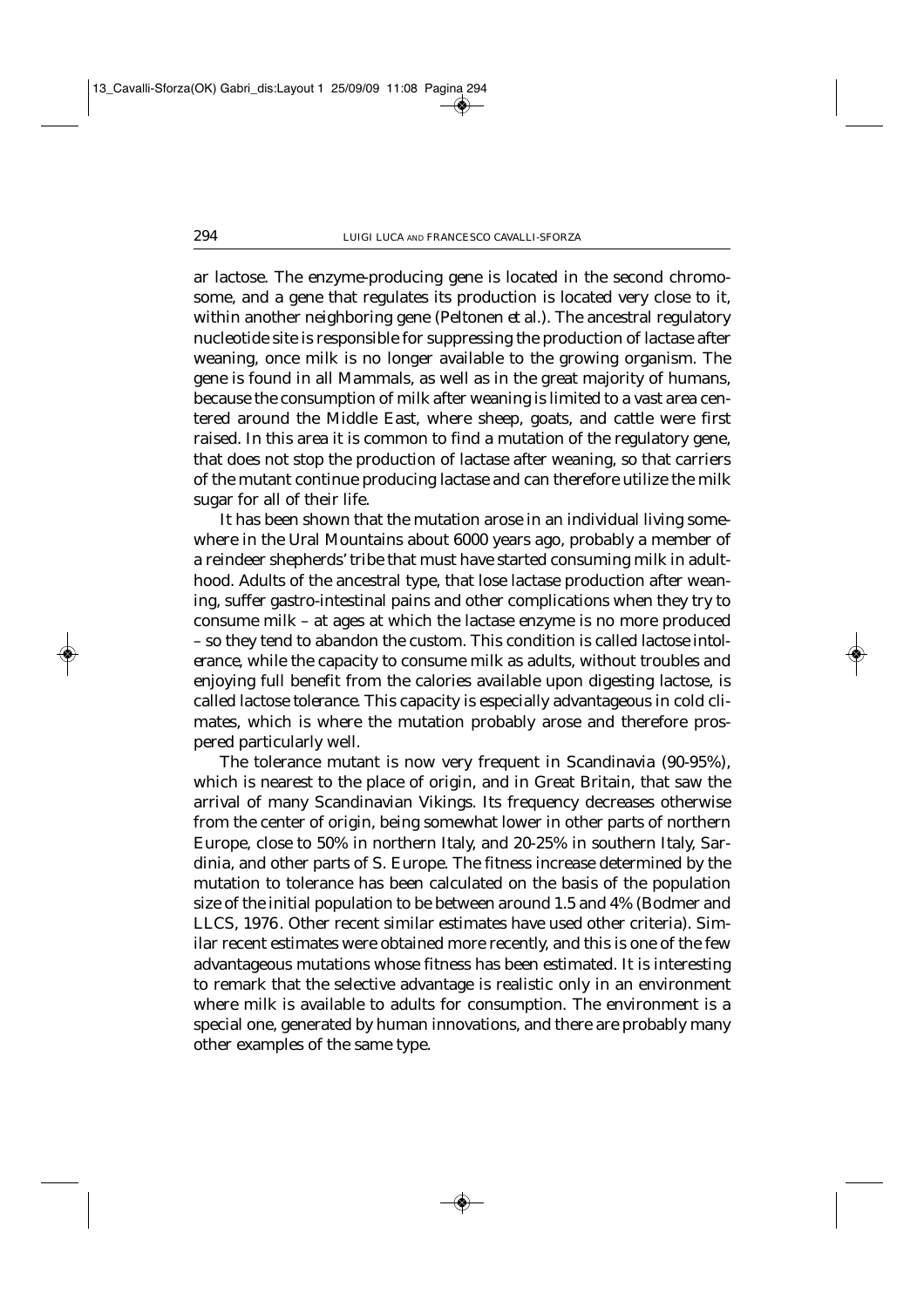ar lactose. The enzyme-producing gene is located in the second chromosome, and a gene that regulates its production is located very close to it, within another neighboring gene (Peltonen *et al.*). The ancestral regulatory nucleotide site is responsible for suppressing the production of lactase after weaning, once milk is no longer available to the growing organism. The gene is found in all Mammals, as well as in the great majority of humans, because the consumption of milk after weaning is limited to a vast area centered around the Middle East, where sheep, goats, and cattle were first raised. In this area it is common to find a mutation of the regulatory gene, that does not stop the production of lactase after weaning, so that carriers of the mutant continue producing lactase and can therefore utilize the milk sugar for all of their life.

It has been shown that the mutation arose in an individual living somewhere in the Ural Mountains about 6000 years ago, probably a member of a reindeer shepherds' tribe that must have started consuming milk in adulthood. Adults of the ancestral type, that lose lactase production after weaning, suffer gastro-intestinal pains and other complications when they try to consume milk – at ages at which the lactase enzyme is no more produced – so they tend to abandon the custom. This condition is called *lactose intolerance*, while the capacity to consume milk as adults, without troubles and enjoying full benefit from the calories available upon digesting lactose, is called *lactose tolerance*. This capacity is especially advantageous in cold climates, which is where the mutation probably arose and therefore prospered particularly well.

The tolerance mutant is now very frequent in Scandinavia (90-95%), which is nearest to the place of origin, and in Great Britain, that saw the arrival of many Scandinavian Vikings. Its frequency decreases otherwise from the center of origin, being somewhat lower in other parts of northern Europe, close to 50% in northern Italy, and 20-25% in southern Italy, Sardinia, and other parts of S. Europe. The fitness increase determined by the mutation to tolerance has been calculated on the basis of the population size of the initial population to be between around 1.5 and 4% (Bodmer and LLCS, 1976. Other recent similar estimates have used other criteria). Similar recent estimates were obtained more recently, and this is one of the few advantageous mutations whose fitness has been estimated. It is interesting to remark that the selective advantage is realistic only in an environment where milk is available to adults for consumption. The environment is a special one, generated by human innovations, and there are probably many other examples of the same type.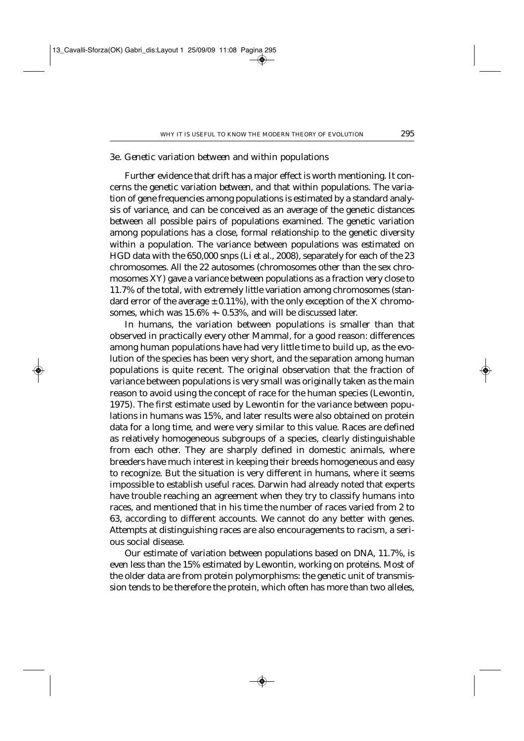### 3e. *Genetic variation between and within populations*

Further evidence that drift has a major effect is worth mentioning. It concerns the genetic variation *between*, and that within populations. The variation of gene frequencies among populations is estimated by a standard analysis of variance, and can be conceived as an average of the genetic distances between all possible pairs of populations examined. The genetic variation among populations has a close, formal relationship to the genetic diversity within a population. The variance between populations was estimated on HGD data with the 650,000 snps (Li *et al.*, 2008), separately for each of the 23 chromosomes. All the 22 autosomes (chromosomes other than the sex chromosomes XY) gave a variance between populations as a fraction very close to 11.7% of the total, with extremely little variation among chromosomes (standard error of the average ± 0.11%), with the only exception of the X chromosomes, which was 15.6% +- 0.53%, and will be discussed later.

In humans, the variation between populations is smaller than that observed in practically every other Mammal, for a good reason: differences among human populations have had very little time to build up, as the evolution of the species has been very short, and the separation among human populations is quite recent. The original observation that the fraction of variance between populations is very small was originally taken as the main reason to avoid using the concept of race for the human species (Lewontin, 1975). The first estimate used by Lewontin for the variance between populations in humans was 15%, and later results were also obtained on protein data for a long time, and were very similar to this value. Races are defined as relatively homogeneous subgroups of a species, clearly distinguishable from each other. They are sharply defined in domestic animals, where breeders have much interest in keeping their breeds homogeneous and easy to recognize. But the situation is very different in humans, where it seems impossible to establish useful races. Darwin had already noted that experts have trouble reaching an agreement when they try to classify humans into races, and mentioned that in his time the number of races varied from 2 to 63, according to different accounts. We cannot do any better with genes. Attempts at distinguishing races are also encouragements to racism, a serious social disease.

Our estimate of variation between populations based on DNA, 11.7%, is even less than the 15% estimated by Lewontin, working on proteins. Most of the older data are from protein polymorphisms: the genetic unit of transmission tends to be therefore the protein, which often has more than two alleles,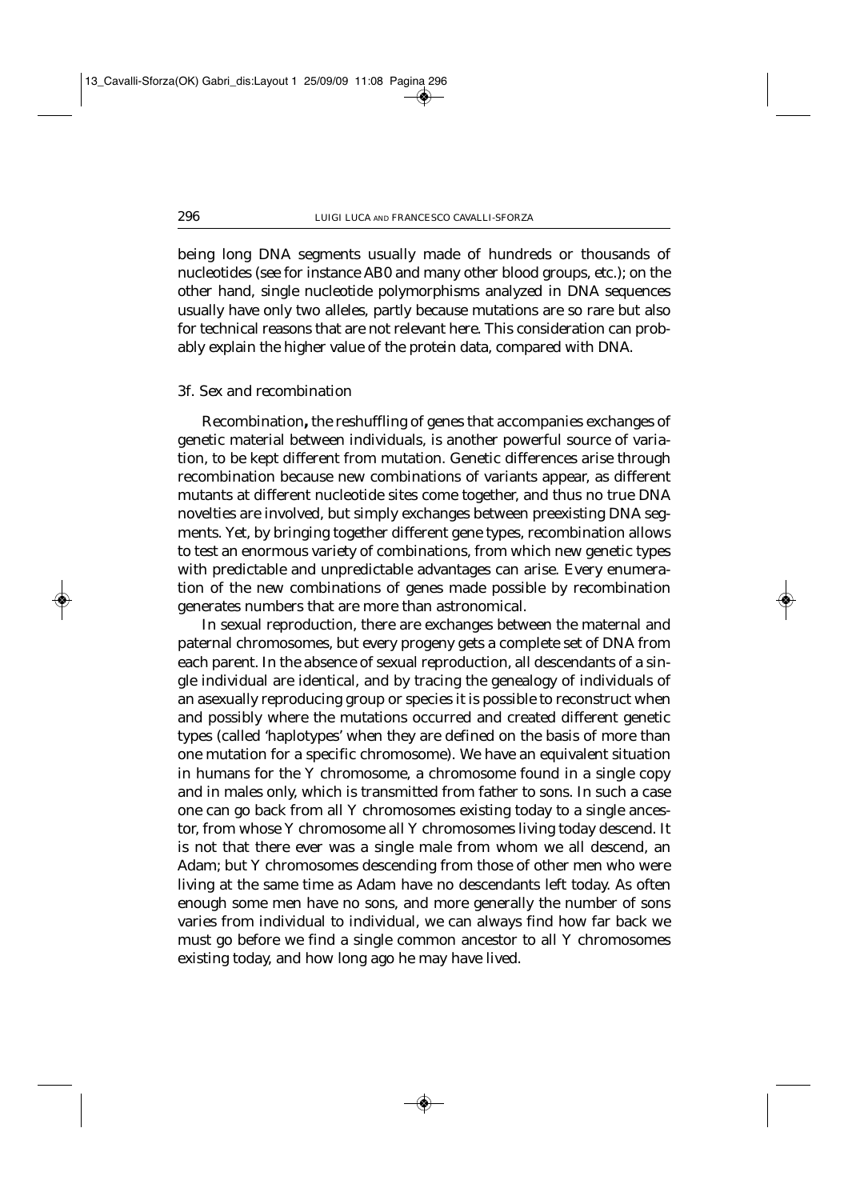being long DNA segments usually made of hundreds or thousands of nucleotides (see for instance AB0 and many other blood groups, etc.); on the other hand, single nucleotide polymorphisms analyzed in DNA sequences usually have only two alleles, partly because mutations are so rare but also for technical reasons that are not relevant here. This consideration can probably explain the higher value of the protein data, compared with DNA.

### 3f. Sex and recombination

Recombination**,** the reshuffling of genes that accompanies exchanges of genetic material between individuals, is another powerful source of variation, to be kept different from mutation. Genetic differences arise through recombination because new combinations of variants appear, as different mutants at different nucleotide sites come together, and thus no true DNA novelties are involved, but simply exchanges between preexisting DNA segments. Yet, by bringing together different gene types, recombination allows to test an enormous variety of combinations, from which new genetic types with predictable and unpredictable advantages can arise. Every enumeration of the new combinations of genes made possible by recombination generates numbers that are more than astronomical.

In sexual reproduction, there are exchanges between the maternal and paternal chromosomes, but every progeny gets a complete set of DNA from each parent. In the absence of sexual reproduction, all descendants of a single individual are identical, and by tracing the genealogy of individuals of an asexually reproducing group or species it is possible to reconstruct when and possibly where the mutations occurred and created different genetic types (called 'haplotypes' when they are defined on the basis of more than one mutation for a specific chromosome). We have an equivalent situation in humans for the Y chromosome, a chromosome found in a single copy and in males only, which is transmitted from father to sons. In such a case one can go back from all Y chromosomes existing today to a single ancestor, from whose Y chromosome all Y chromosomes living today descend. It is not that there ever was a single male from whom we all descend, an Adam; but Y chromosomes descending from those of other men who were living at the same time as Adam have no descendants left today. As often enough some men have no sons, and more generally the number of sons varies from individual to individual, we can always find how far back we must go before we find a single common ancestor to all Y chromosomes existing today, and how long ago he may have lived.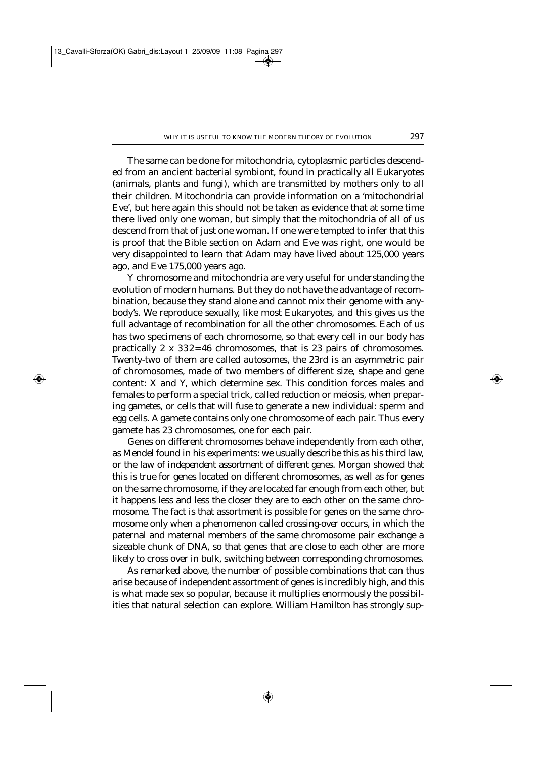The same can be done for mitochondria, cytoplasmic particles descended from an ancient bacterial symbiont, found in practically all Eukaryotes (animals, plants and fungi), which are transmitted by mothers only to all their children. Mitochondria can provide information on a 'mitochondrial Eve', but here again this should not be taken as evidence that at some time there lived only one woman, but simply that the mitochondria of all of us descend from that of just one woman. If one were tempted to infer that this is proof that the Bible section on Adam and Eve was right, one would be very disappointed to learn that Adam may have lived about 125,000 years ago, and Eve 175,000 years ago.

Y chromosome and mitochondria are very useful for understanding the evolution of modern humans. But they do not have the advantage of recombination, because they stand alone and cannot mix their genome with anybody's. We reproduce sexually, like most Eukaryotes, and this gives us the full advantage of recombination for all the other chromosomes. Each of us has two specimens of each chromosome, so that every cell in our body has practically 2 x 332=46 chromosomes, that is 23 pairs of chromosomes. Twenty-two of them are called autosomes, the 23rd is an asymmetric pair of chromosomes, made of two members of different size, shape and gene content: X and Y, which determine sex. This condition forces males and females to perform a special trick, called *reduction* or *meiosis*, when preparing *gametes*, or cells that will fuse to generate a new individual: sperm and egg cells. A gamete contains only one chromosome of each pair. Thus every gamete has 23 chromosomes, one for each pair.

Genes on different chromosomes behave independently from each other, as Mendel found in his experiments: we usually describe this as his third law, or the law of *independent assortment of different genes*. Morgan showed that this is true for genes located on different chromosomes, as well as for genes on the same chromosome, if they are located far enough from each other, but it happens less and less the closer they are to each other on the same chromosome. The fact is that assortment is possible for genes on the same chromosome only when a phenomenon called *crossing-over* occurs, in which the paternal and maternal members of the same chromosome pair exchange a sizeable chunk of DNA, so that genes that are close to each other are more likely to cross over in bulk, switching between corresponding chromosomes.

As remarked above, the number of possible combinations that can thus arise because of independent assortment of genes is incredibly high, and this is what made sex so popular, because it multiplies enormously the possibilities that natural selection can explore. William Hamilton has strongly sup-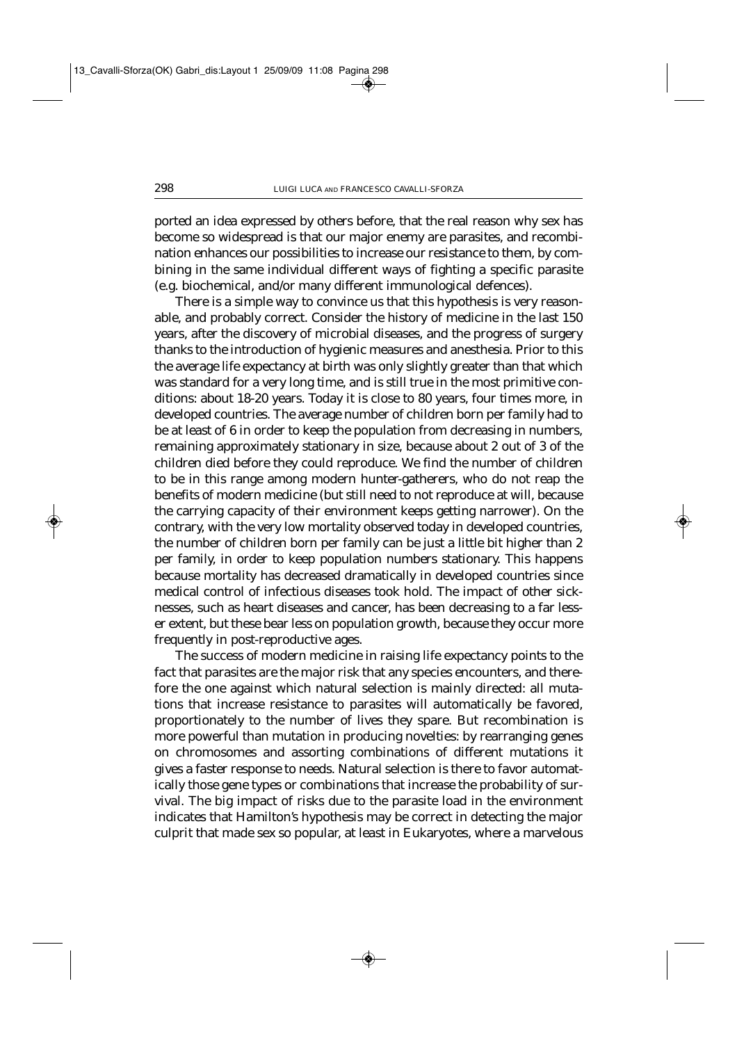ported an idea expressed by others before, that the real reason why sex has become so widespread is that our major enemy are parasites, and recombination enhances our possibilities to increase our resistance to them, by combining in the same individual different ways of fighting a specific parasite (e.g. biochemical, and/or many different immunological defences).

There is a simple way to convince us that this hypothesis is very reasonable, and probably correct. Consider the history of medicine in the last 150 years, after the discovery of microbial diseases, and the progress of surgery thanks to the introduction of hygienic measures and anesthesia. Prior to this the average life expectancy at birth was only slightly greater than that which was standard for a very long time, and is still true in the most primitive conditions: about 18-20 years. Today it is close to 80 years, four times more, in developed countries. The average number of children born per family had to be at least of 6 in order to keep the population from decreasing in numbers, remaining approximately stationary in size, because about 2 out of 3 of the children died before they could reproduce. We find the number of children to be in this range among modern hunter-gatherers, who do not reap the benefits of modern medicine (but still need to not reproduce at will, because the carrying capacity of their environment keeps getting narrower). On the contrary, with the very low mortality observed today in developed countries, the number of children born per family can be just a little bit higher than 2 per family, in order to keep population numbers stationary. This happens because mortality has decreased dramatically in developed countries since medical control of infectious diseases took hold. The impact of other sicknesses, such as heart diseases and cancer, has been decreasing to a far lesser extent, but these bear less on population growth, because they occur more frequently in post-reproductive ages.

The success of modern medicine in raising life expectancy points to the fact that parasites are the major risk that any species encounters, and therefore the one against which natural selection is mainly directed: all mutations that increase resistance to parasites will automatically be favored, proportionately to the number of lives they spare. But recombination is more powerful than mutation in producing novelties: by rearranging genes on chromosomes and assorting combinations of different mutations it gives a faster response to needs. Natural selection is there to favor automatically those gene types or combinations that increase the probability of survival. The big impact of risks due to the parasite load in the environment indicates that Hamilton's hypothesis may be correct in detecting the major culprit that made sex so popular, at least in Eukaryotes, where a marvelous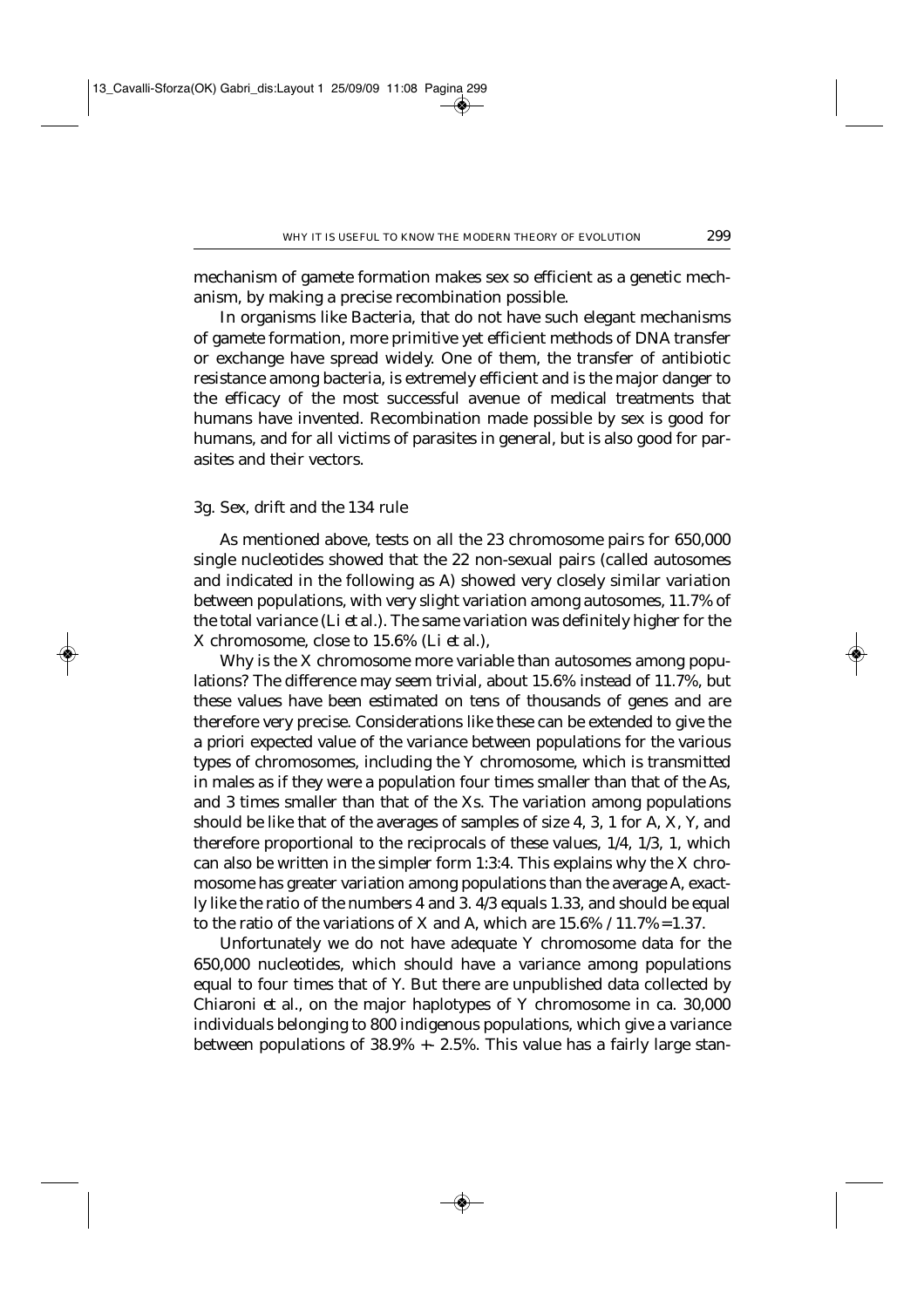mechanism of gamete formation makes sex so efficient as a genetic mechanism, by making a precise recombination possible.

In organisms like Bacteria, that do not have such elegant mechanisms of gamete formation, more primitive yet efficient methods of DNA transfer or exchange have spread widely. One of them, the transfer of antibiotic resistance among bacteria, is extremely efficient and is the major danger to the efficacy of the most successful avenue of medical treatments that humans have invented. Recombination made possible by sex is good for humans, and for all victims of parasites in general, but is also good for parasites and their vectors.

### 3g. Sex, drift and the 134 rule

As mentioned above, tests on all the 23 chromosome pairs for 650,000 single nucleotides showed that the 22 non-sexual pairs (called autosomes and indicated in the following as A) showed very closely similar variation between populations, with very slight variation among autosomes, 11.7% of the total variance (Li *et al.*). The same variation was definitely higher for the X chromosome, close to 15.6% (Li *et al.*),

Why is the X chromosome more variable than autosomes among populations? The difference may seem trivial, about 15.6% instead of 11.7%, but these values have been estimated on tens of thousands of genes and are therefore very precise. Considerations like these can be extended to give the a priori expected value of the variance between populations for the various types of chromosomes, including the Y chromosome, which is transmitted in males as if they were a population four times smaller than that of the As, and 3 times smaller than that of the Xs. The variation among populations should be like that of the averages of samples of size 4, 3, 1 for A, X, Y, and therefore proportional to the reciprocals of these values, 1/4, 1/3, 1, which can also be written in the simpler form 1:3:4. This explains why the X chromosome has greater variation among populations than the average A, exactly like the ratio of the numbers 4 and 3. 4/3 equals 1.33, and should be equal to the ratio of the variations of X and A, which are 15.6% / 11.7% = 1.37.

Unfortunately we do not have adequate Y chromosome data for the 650,000 nucleotides, which should have a variance among populations equal to four times that of Y. But there are unpublished data collected by Chiaroni *et al.*, on the major haplotypes of Y chromosome in ca. 30,000 individuals belonging to 800 indigenous populations, which give a variance between populations of 38.9% +- 2.5%. This value has a fairly large stan-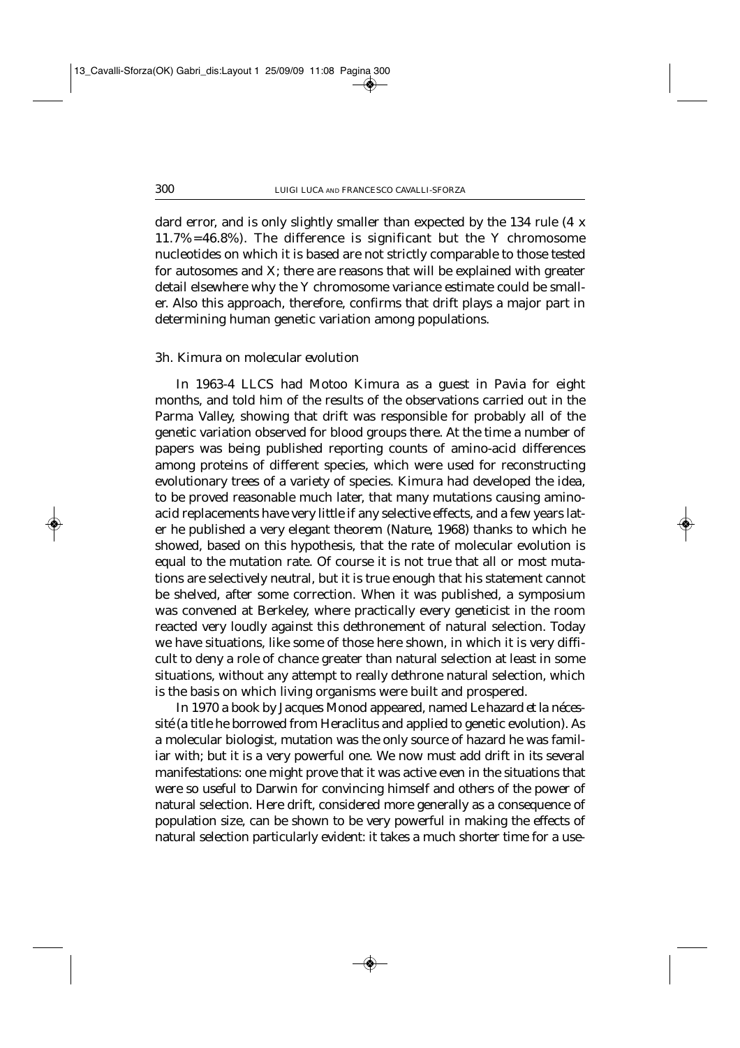dard error, and is only slightly smaller than expected by the 134 rule (4 x 11.7%=46.8%). The difference is significant but the Y chromosome nucleotides on which it is based are not strictly comparable to those tested for autosomes and X; there are reasons that will be explained with greater detail elsewhere why the Y chromosome variance estimate could be smaller. Also this approach, therefore, confirms that drift plays a major part in determining human genetic variation among populations.

### 3h. Kimura on molecular evolution

In 1963-4 LLCS had Motoo Kimura as a guest in Pavia for eight months, and told him of the results of the observations carried out in the Parma Valley, showing that drift was responsible for probably all of the genetic variation observed for blood groups there. At the time a number of papers was being published reporting counts of amino-acid differences among proteins of different species, which were used for reconstructing evolutionary trees of a variety of species. Kimura had developed the idea, to be proved reasonable much later, that many mutations causing amino-acid replacements have very little if any selective effects, and a few years later he published a very elegant theorem (Nature, 1968) thanks to which he showed, based on this hypothesis, that the rate of molecular evolution is equal to the mutation rate. Of course it is not true that all or most mutations are selectively neutral, but it is true enough that his statement cannot be shelved, after some correction. When it was published, a symposium was convened at Berkeley, where practically every geneticist in the room reacted very loudly against this dethronement of natural selection. Today we have situations, like some of those here shown, in which it is very difficult to deny a role of chance greater than natural selection at least in some situations, without any attempt to really dethrone natural selection, which is the basis on which living organisms were built and prospered.

In 1970 a book by Jacques Monod appeared, named *Le hazard et la nécessité* (a title he borrowed from Heraclitus and applied to genetic evolution). As a molecular biologist, mutation was the only source of hazard he was familiar with; but it is a very powerful one. We now must add drift in its several manifestations: one might prove that it was active even in the situations that were so useful to Darwin for convincing himself and others of the power of natural selection. Here drift, considered more generally as a consequence of population size, can be shown to be very powerful in making the effects of natural selection particularly evident: it takes a much shorter time for a use-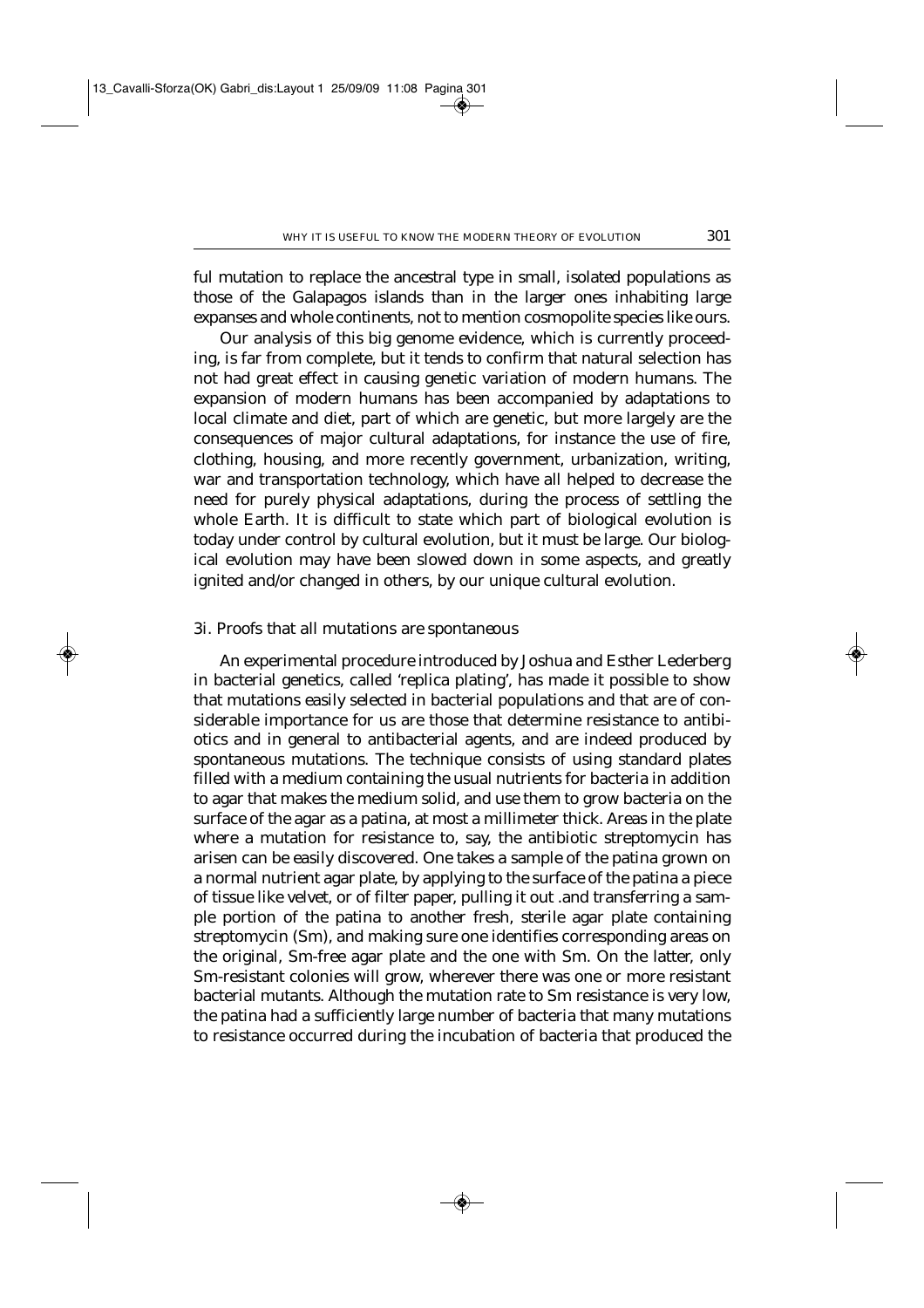ful mutation to replace the ancestral type in small, isolated populations as those of the Galapagos islands than in the larger ones inhabiting large expanses and whole continents, not to mention cosmopolite species like ours.

Our analysis of this big genome evidence, which is currently proceeding, is far from complete, but it tends to confirm that natural selection has not had great effect in causing genetic variation of modern humans. The expansion of modern humans has been accompanied by adaptations to local climate and diet, part of which are genetic, but more largely are the consequences of major cultural adaptations, for instance the use of fire, clothing, housing, and more recently government, urbanization, writing, war and transportation technology, which have all helped to decrease the need for purely physical adaptations, during the process of settling the whole Earth. It is difficult to state which part of biological evolution is today under control by cultural evolution, but it must be large. Our biological evolution may have been slowed down in some aspects, and greatly ignited and/or changed in others, by our unique cultural evolution.

### 3i. Proofs that all mutations are spontaneous

An experimental procedure introduced by Joshua and Esther Lederberg in bacterial genetics, called 'replica plating', has made it possible to show that mutations easily selected in bacterial populations and that are of considerable importance for us are those that determine resistance to antibiotics and in general to antibacterial agents, and are indeed produced by spontaneous mutations. The technique consists of using standard plates filled with a medium containing the usual nutrients for bacteria in addition to agar that makes the medium solid, and use them to grow bacteria on the surface of the agar as a patina, at most a millimeter thick. Areas in the plate where a mutation for resistance to, say, the antibiotic streptomycin has arisen can be easily discovered. One takes a sample of the patina grown on a normal nutrient agar plate, by applying to the surface of the patina a piece of tissue like velvet, or of filter paper, pulling it out .and transferring a sample portion of the patina to another fresh, sterile agar plate containing streptomycin (Sm), and making sure one identifies corresponding areas on the original, Sm-free agar plate and the one with Sm. On the latter, only Sm-resistant colonies will grow, wherever there was one or more resistant bacterial mutants. Although the mutation rate to Sm resistance is very low, the patina had a sufficiently large number of bacteria that many mutations to resistance occurred during the incubation of bacteria that produced the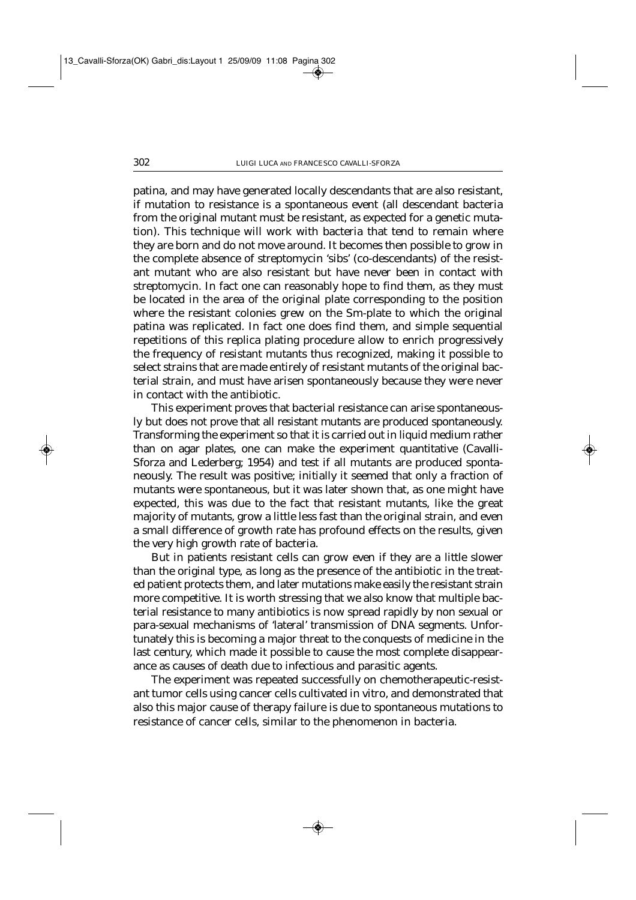patina, and may have generated locally descendants that are also resistant, if mutation to resistance is a spontaneous event (all descendant bacteria from the original mutant must be resistant, as expected for a genetic mutation). This technique will work with bacteria that tend to remain where they are born and do not move around. It becomes then possible to grow in the complete absence of streptomycin 'sibs' (co-descendants) of the resistant mutant who are also resistant but have never been in contact with streptomycin. In fact one can reasonably hope to find them, as they must be located in the area of the original plate corresponding to the position where the resistant colonies grew on the Sm-plate to which the original patina was replicated. In fact one does find them, and simple sequential repetitions of this replica plating procedure allow to enrich progressively the frequency of resistant mutants thus recognized, making it possible to select strains that are made entirely of resistant mutants of the original bacterial strain, and must have arisen spontaneously because they were never in contact with the antibiotic.

This experiment proves that bacterial resistance can arise spontaneously but does not prove that all resistant mutants are produced spontaneously. Transforming the experiment so that it is carried out in liquid medium rather than on agar plates, one can make the experiment quantitative (Cavalli-Sforza and Lederberg; 1954) and test if all mutants are produced spontaneously. The result was positive; initially it seemed that only a fraction of mutants were spontaneous, but it was later shown that, as one might have expected, this was due to the fact that resistant mutants, like the great majority of mutants, grow a little less fast than the original strain, and even a small difference of growth rate has profound effects on the results, given the very high growth rate of bacteria.

But in patients resistant cells can grow even if they are a little slower than the original type, as long as the presence of the antibiotic in the treated patient protects them, and later mutations make easily the resistant strain more competitive. It is worth stressing that we also know that multiple bacterial resistance to many antibiotics is now spread rapidly by non sexual or para-sexual mechanisms of 'lateral' transmission of DNA segments. Unfortunately this is becoming a major threat to the conquests of medicine in the last century, which made it possible to cause the most complete disappearance as causes of death due to infectious and parasitic agents.

The experiment was repeated successfully on chemotherapeutic-resistant tumor cells using cancer cells cultivated in vitro, and demonstrated that also this major cause of therapy failure is due to spontaneous mutations to resistance of cancer cells, similar to the phenomenon in bacteria.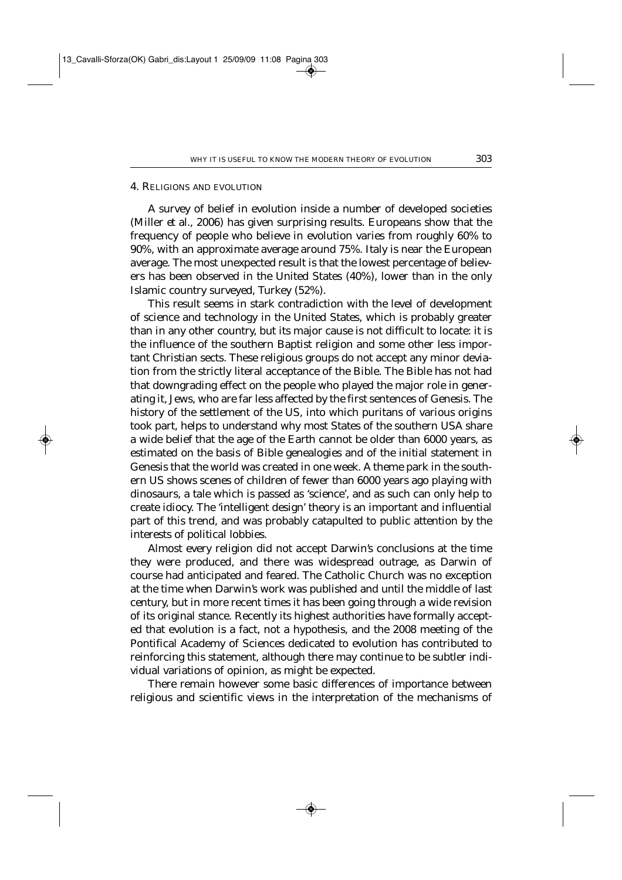## 4. Religions and evolution

A survey of belief in evolution inside a number of developed societies (Miller *et al.*, 2006) has given surprising results. Europeans show that the frequency of people who believe in evolution varies from roughly 60% to 90%, with an approximate average around 75%. Italy is near the European average. The most unexpected result is that the lowest percentage of believers has been observed in the United States (40%), lower than in the only Islamic country surveyed, Turkey (52%).

This result seems in stark contradiction with the level of development of science and technology in the United States, which is probably greater than in any other country, but its major cause is not difficult to locate: it is the influence of the southern Baptist religion and some other less important Christian sects. These religious groups do not accept any minor deviation from the strictly literal acceptance of the Bible. The Bible has not had that downgrading effect on the people who played the major role in generating it, Jews, who are far less affected by the first sentences of Genesis. The history of the settlement of the US, into which puritans of various origins took part, helps to understand why most States of the southern USA share a wide belief that the age of the Earth cannot be older than 6000 years, as estimated on the basis of Bible genealogies and of the initial statement in Genesis that the world was created in one week. A theme park in the southern US shows scenes of children of fewer than 6000 years ago playing with dinosaurs, a tale which is passed as 'science', and as such can only help to create idiocy. The 'intelligent design' theory is an important and influential part of this trend, and was probably catapulted to public attention by the interests of political lobbies.

Almost every religion did not accept Darwin's conclusions at the time they were produced, and there was widespread outrage, as Darwin of course had anticipated and feared. The Catholic Church was no exception at the time when Darwin's work was published and until the middle of last century, but in more recent times it has been going through a wide revision of its original stance. Recently its highest authorities have formally accepted that evolution is a fact, not a hypothesis, and the 2008 meeting of the Pontifical Academy of Sciences dedicated to evolution has contributed to reinforcing this statement, although there may continue to be subtler individual variations of opinion, as might be expected.

There remain however some basic differences of importance between religious and scientific views in the interpretation of the mechanisms of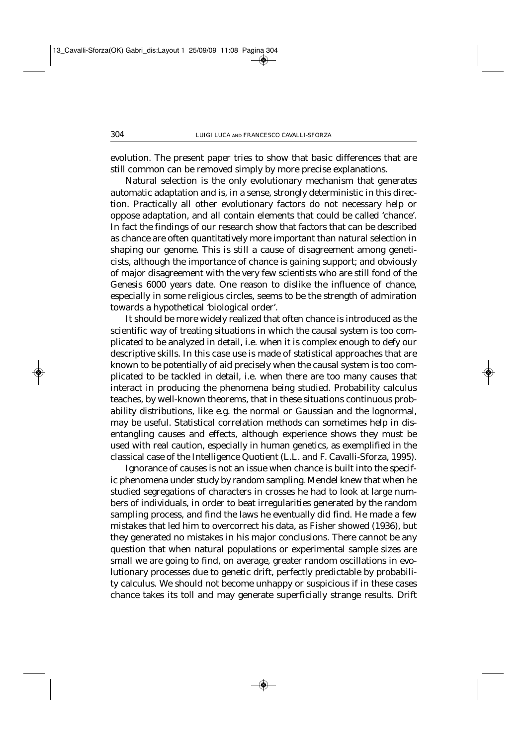evolution. The present paper tries to show that basic differences that are still common can be removed simply by more precise explanations.

Natural selection is the only evolutionary mechanism that generates automatic adaptation and is, in a sense, strongly deterministic in this direction. Practically all other evolutionary factors do not necessary help or oppose adaptation, and all contain elements that could be called 'chance'. In fact the findings of our research show that factors that can be described as chance are often quantitatively more important than natural selection in shaping our genome. This is still a cause of disagreement among geneticists, although the importance of chance is gaining support; and obviously of major disagreement with the very few scientists who are still fond of the Genesis 6000 years date. One reason to dislike the influence of chance, especially in some religious circles, seems to be the strength of admiration towards a hypothetical 'biological order'.

It should be more widely realized that often chance is introduced as the scientific way of treating situations in which the causal system is too complicated to be analyzed in detail, i.e. when it is complex enough to defy our descriptive skills. In this case use is made of statistical approaches that are known to be potentially of aid precisely when the causal system is too complicated to be tackled in detail, i.e. when there are too many causes that interact in producing the phenomena being studied. Probability calculus teaches, by well-known theorems, that in these situations continuous probability distributions, like e.g. the normal or Gaussian and the lognormal, may be useful. Statistical correlation methods can sometimes help in disentangling causes and effects, although experience shows they must be used with real caution, especially in human genetics, as exemplified in the classical case of the Intelligence Quotient (L.L. and F. Cavalli-Sforza, 1995).

Ignorance of causes is not an issue when chance is built into the specific phenomena under study by random sampling. Mendel knew that when he studied segregations of characters in crosses he had to look at large numbers of individuals, in order to beat irregularities generated by the random sampling process, and find the laws he eventually did find. He made a few mistakes that led him to overcorrect his data, as Fisher showed (1936), but they generated no mistakes in his major conclusions. There cannot be any question that when natural populations or experimental sample sizes are small we are going to find, on average, greater random oscillations in evolutionary processes due to genetic drift, perfectly predictable by probability calculus. We should not become unhappy or suspicious if in these cases chance takes its toll and may generate superficially strange results. Drift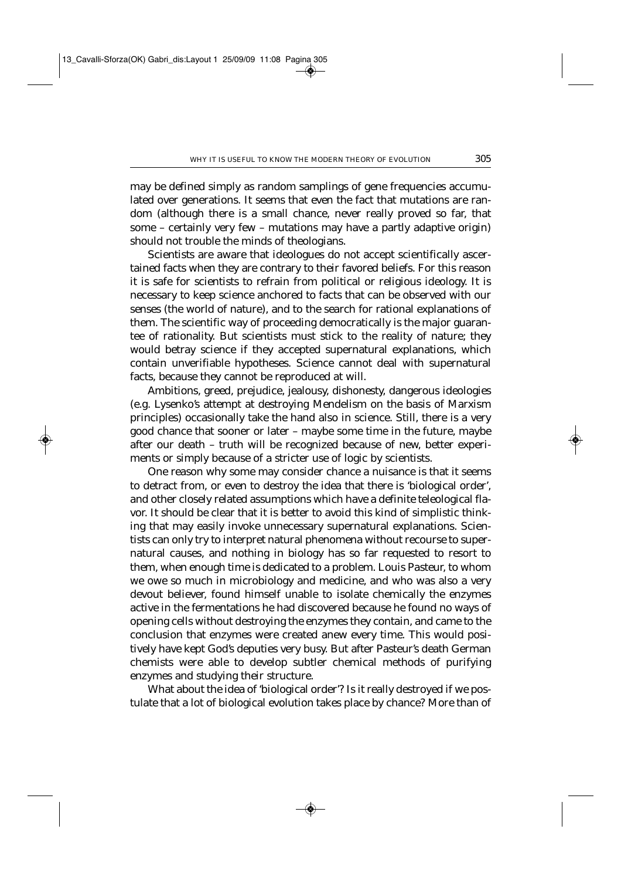may be defined simply as random samplings of gene frequencies accumulated over generations. It seems that even the fact that mutations are random (although there is a small chance, never really proved so far, that some – certainly very few – mutations may have a partly adaptive origin) should not trouble the minds of theologians.

Scientists are aware that ideologues do not accept scientifically ascertained facts when they are contrary to their favored beliefs. For this reason it is safe for scientists to refrain from political or religious ideology. It is necessary to keep science anchored to facts that can be observed with our senses (the world of nature), and to the search for rational explanations of them. The scientific way of proceeding democratically is the major guarantee of rationality. But scientists must stick to the reality of nature; they would betray science if they accepted supernatural explanations, which contain unverifiable hypotheses. Science cannot deal with supernatural facts, because they cannot be reproduced at will.

Ambitions, greed, prejudice, jealousy, dishonesty, dangerous ideologies (e.g. Lysenko's attempt at destroying Mendelism on the basis of Marxism principles) occasionally take the hand also in science. Still, there is a very good chance that sooner or later – maybe some time in the future, maybe after our death – truth will be recognized because of new, better experiments or simply because of a stricter use of logic by scientists.

One reason why some may consider chance a nuisance is that it seems to detract from, or even to destroy the idea that there is 'biological order', and other closely related assumptions which have a definite teleological flavor. It should be clear that it is better to avoid this kind of simplistic thinking that may easily invoke unnecessary supernatural explanations. Scientists can only try to interpret natural phenomena without recourse to supernatural causes, and nothing in biology has so far requested to resort to them, when enough time is dedicated to a problem. Louis Pasteur, to whom we owe so much in microbiology and medicine, and who was also a very devout believer, found himself unable to isolate chemically the enzymes active in the fermentations he had discovered because he found no ways of opening cells without destroying the enzymes they contain, and came to the conclusion that enzymes were created anew every time. This would positively have kept God's deputies very busy. But after Pasteur's death German chemists were able to develop subtler chemical methods of purifying enzymes and studying their structure.

What about the idea of 'biological order'? Is it really destroyed if we postulate that a lot of biological evolution takes place by chance? More than of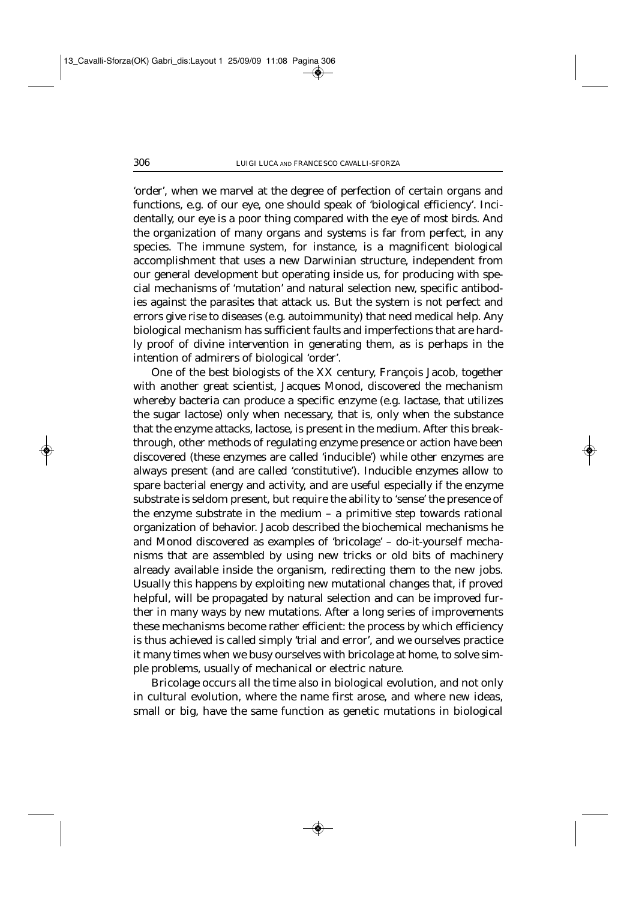'order', when we marvel at the degree of perfection of certain organs and functions, e.g. of our eye, one should speak of 'biological efficiency'. Incidentally, our eye is a poor thing compared with the eye of most birds. And the organization of many organs and systems is far from perfect, in any species. The immune system, for instance, is a magnificent biological accomplishment that uses a new Darwinian structure, independent from our general development but operating inside us, for producing with special mechanisms of 'mutation' and natural selection new, specific antibodies against the parasites that attack us. But the system is not perfect and errors give rise to diseases (e.g. autoimmunity) that need medical help. Any biological mechanism has sufficient faults and imperfections that are hardly proof of divine intervention in generating them, as is perhaps in the intention of admirers of biological 'order'.

One of the best biologists of the XX century, François Jacob, together with another great scientist, Jacques Monod, discovered the mechanism whereby bacteria can produce a specific enzyme (e.g. lactase, that utilizes the sugar lactose) only when necessary, that is, only when the substance that the enzyme attacks, lactose, is present in the medium. After this breakthrough, other methods of regulating enzyme presence or action have been discovered (these enzymes are called 'inducible') while other enzymes are always present (and are called 'constitutive'). Inducible enzymes allow to spare bacterial energy and activity, and are useful especially if the enzyme substrate is seldom present, but require the ability to 'sense' the presence of the enzyme substrate in the medium – a primitive step towards rational organization of behavior. Jacob described the biochemical mechanisms he and Monod discovered as examples of 'bricolage' – do-it-yourself mechanisms that are assembled by using new tricks or old bits of machinery already available inside the organism, redirecting them to the new jobs. Usually this happens by exploiting new mutational changes that, if proved helpful, will be propagated by natural selection and can be improved further in many ways by new mutations. After a long series of improvements these mechanisms become rather efficient: the process by which efficiency is thus achieved is called simply 'trial and error', and we ourselves practice it many times when we busy ourselves with bricolage at home, to solve simple problems, usually of mechanical or electric nature.

Bricolage occurs all the time also in biological evolution, and not only in cultural evolution, where the name first arose, and where new ideas, small or big, have the same function as genetic mutations in biological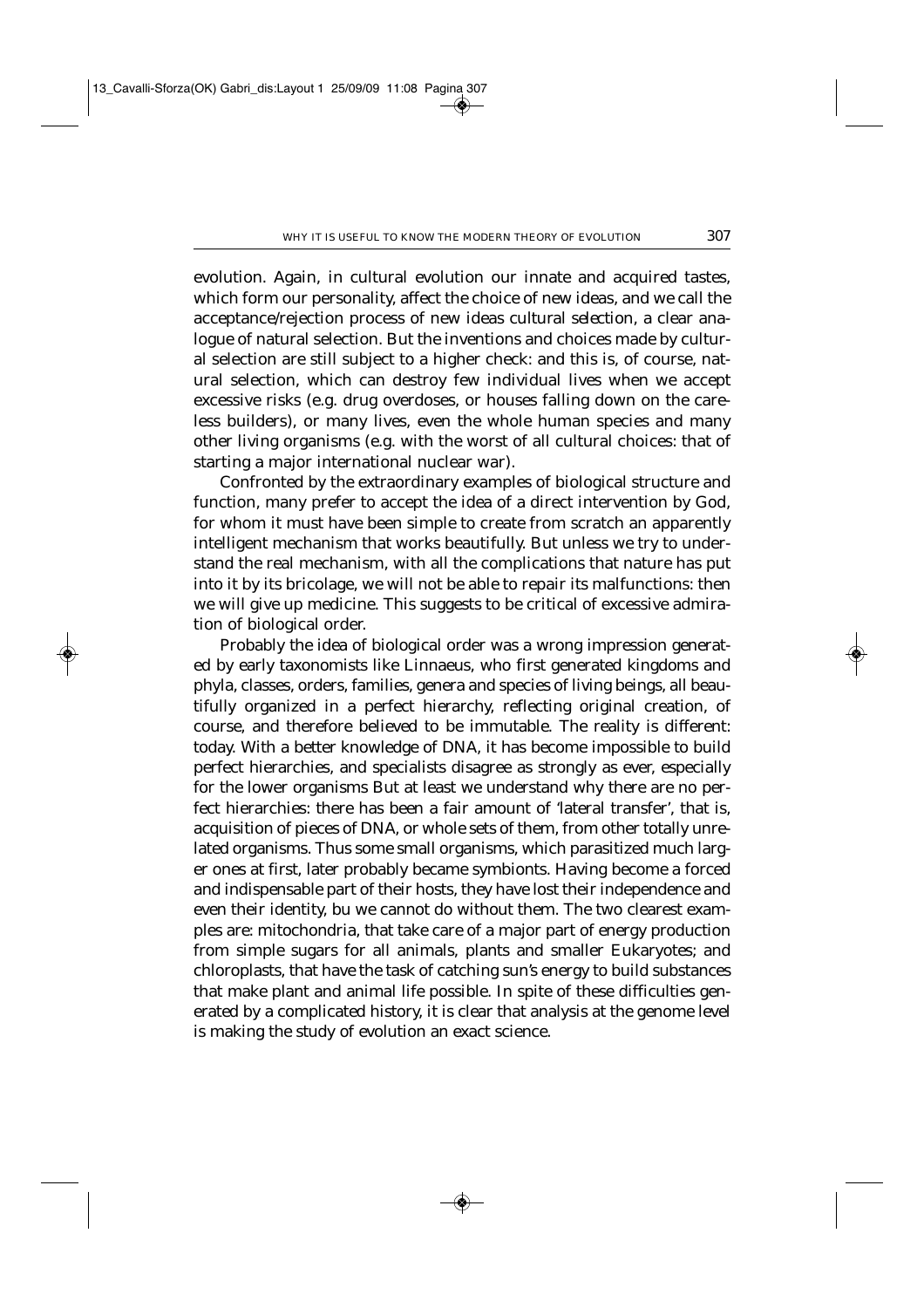evolution. Again, in cultural evolution our innate and acquired tastes, which form our personality, affect the choice of new ideas, and we call the acceptance/rejection process of new ideas cultural selection, a clear analogue of natural selection. But the inventions and choices made by cultural selection are still subject to a higher check: and this is, of course, natural selection, which can destroy few individual lives when we accept excessive risks (e.g. drug overdoses, or houses falling down on the careless builders), or many lives, even the whole human species and many other living organisms (e.g. with the worst of all cultural choices: that of starting a major international nuclear war).

Confronted by the extraordinary examples of biological structure and function, many prefer to accept the idea of a direct intervention by God, for whom it must have been simple to create from scratch an apparently intelligent mechanism that works beautifully. But unless we try to understand the real mechanism, with all the complications that nature has put into it by its bricolage, we will not be able to repair its malfunctions: then we will give up medicine. This suggests to be critical of excessive admiration of biological order.

Probably the idea of biological order was a wrong impression generated by early taxonomists like Linnaeus, who first generated kingdoms and phyla, classes, orders, families, genera and species of living beings, all beautifully organized in a perfect hierarchy, reflecting original creation, of course, and therefore believed to be immutable. The reality is different: today. With a better knowledge of DNA, it has become impossible to build perfect hierarchies, and specialists disagree as strongly as ever, especially for the lower organisms But at least we understand why there are no perfect hierarchies: there has been a fair amount of 'lateral transfer', that is, acquisition of pieces of DNA, or whole sets of them, from other totally unrelated organisms. Thus some small organisms, which parasitized much larger ones at first, later probably became symbionts. Having become a forced and indispensable part of their hosts, they have lost their independence and even their identity, bu we cannot do without them. The two clearest examples are: mitochondria, that take care of a major part of energy production from simple sugars for all animals, plants and smaller Eukaryotes; and chloroplasts, that have the task of catching sun's energy to build substances that make plant and animal life possible. In spite of these difficulties generated by a complicated history, it is clear that analysis at the genome level is making the study of evolution an exact science.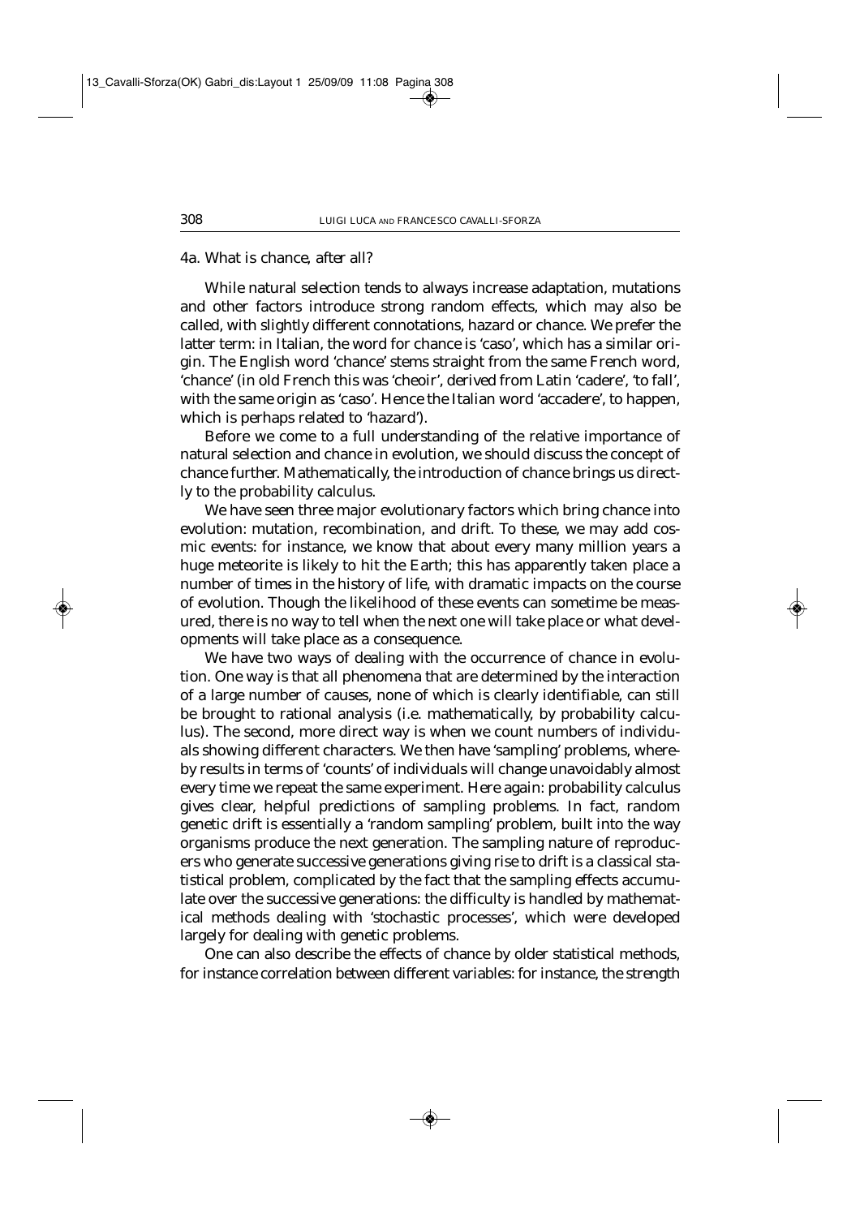### 4a. What is chance, after all?

While natural selection tends to always increase adaptation, mutations and other factors introduce strong random effects, which may also be called, with slightly different connotations, hazard or chance. We prefer the latter term: in Italian, the word for chance is 'caso', which has a similar origin. The English word 'chance' stems straight from the same French word, 'chance' (in old French this was 'cheoir', derived from Latin 'cadere', 'to fall', with the same origin as 'caso'. Hence the Italian word 'accadere', to happen, which is perhaps related to 'hazard').

Before we come to a full understanding of the relative importance of natural selection and chance in evolution, we should discuss the concept of chance further. Mathematically, the introduction of chance brings us directly to the probability calculus.

We have seen three major evolutionary factors which bring chance into evolution: mutation, recombination, and drift. To these, we may add cosmic events: for instance, we know that about every many million years a huge meteorite is likely to hit the Earth; this has apparently taken place a number of times in the history of life, with dramatic impacts on the course of evolution. Though the likelihood of these events can sometime be measured, there is no way to tell when the next one will take place or what developments will take place as a consequence.

We have two ways of dealing with the occurrence of chance in evolution. One way is that all phenomena that are determined by the interaction of a large number of causes, none of which is clearly identifiable, can still be brought to rational analysis (i.e. mathematically, by probability calculus). The second, more direct way is when we count numbers of individuals showing different characters. We then have 'sampling' problems, whereby results in terms of 'counts' of individuals will change unavoidably almost every time we repeat the same experiment. Here again: probability calculus gives clear, helpful predictions of sampling problems. In fact, random genetic drift is essentially a 'random sampling' problem, built into the way organisms produce the next generation. The sampling nature of reproducers who generate successive generations giving rise to drift is a classical statistical problem, complicated by the fact that the sampling effects accumulate over the successive generations: the difficulty is handled by mathematical methods dealing with 'stochastic processes', which were developed largely for dealing with genetic problems.

One can also describe the effects of chance by older statistical methods, for instance correlation between different variables: for instance, the strength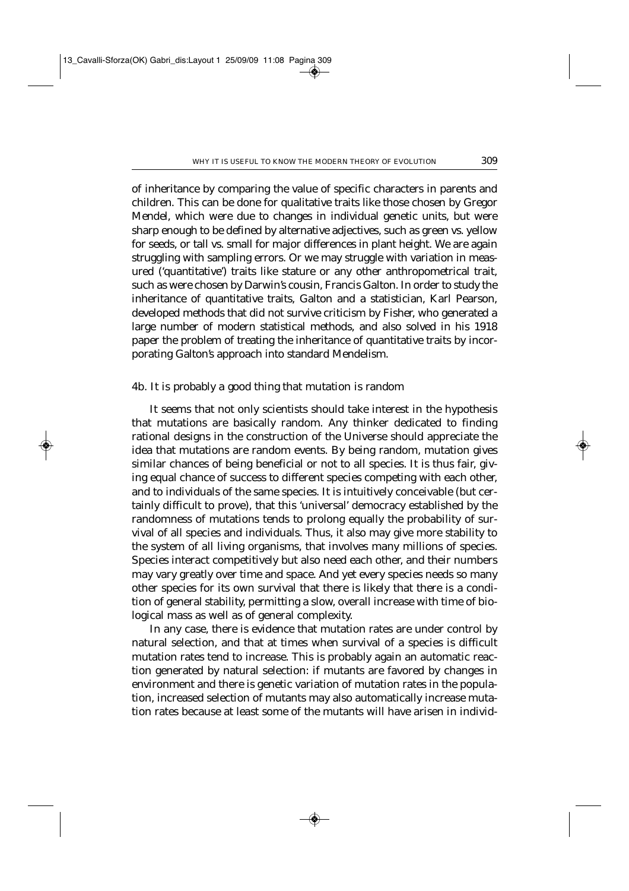of inheritance by comparing the value of specific characters in parents and children. This can be done for qualitative traits like those chosen by Gregor Mendel, which were due to changes in individual genetic units, but were sharp enough to be defined by alternative adjectives, such as green vs. yellow for seeds, or tall vs. small for major differences in plant height. We are again struggling with sampling errors. Or we may struggle with variation in measured ('quantitative') traits like stature or any other anthropometrical trait, such as were chosen by Darwin's cousin, Francis Galton. In order to study the inheritance of quantitative traits, Galton and a statistician, Karl Pearson, developed methods that did not survive criticism by Fisher, who generated a large number of modern statistical methods, and also solved in his 1918 paper the problem of treating the inheritance of quantitative traits by incorporating Galton's approach into standard Mendelism.

### 4b. It is probably a good thing that mutation is random

It seems that not only scientists should take interest in the hypothesis that mutations are basically random. Any thinker dedicated to finding rational designs in the construction of the Universe should appreciate the idea that mutations are random events. By being random, mutation gives similar chances of being beneficial or not to all species. It is thus fair, giving equal chance of success to different species competing with each other, and to individuals of the same species. It is intuitively conceivable (but certainly difficult to prove), that this 'universal' democracy established by the randomness of mutations tends to prolong equally the probability of survival of all species and individuals. Thus, it also may give more stability to the system of all living organisms, that involves many millions of species. Species interact competitively but also need each other, and their numbers may vary greatly over time and space. And yet every species needs so many other species for its own survival that there is likely that there is a condition of general stability, permitting a slow, overall increase with time of biological mass as well as of general complexity.

In any case, there is evidence that mutation rates are under control by natural selection, and that at times when survival of a species is difficult mutation rates tend to increase. This is probably again an automatic reaction generated by natural selection: if mutants are favored by changes in environment and there is genetic variation of mutation rates in the population, increased selection of mutants may also automatically increase mutation rates because at least some of the mutants will have arisen in individ-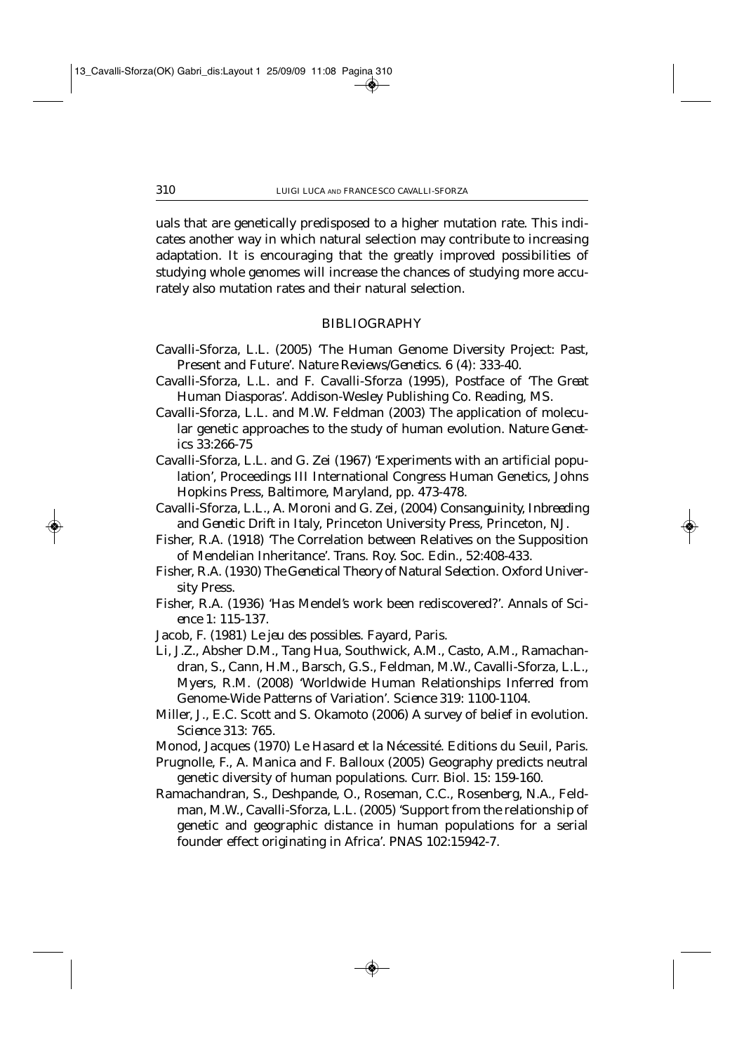uals that are genetically predisposed to a higher mutation rate. This indicates another way in which natural selection may contribute to increasing adaptation. It is encouraging that the greatly improved possibilities of studying whole genomes will increase the chances of studying more accurately also mutation rates and their natural selection.

## BIBLIOGRAPHY

Cavalli-Sforza, L.L. (2005) 'The Human Genome Diversity Project: Past, Present and Future'. *Nature Reviews/Genetics*. 6 (4): 333-40.

Cavalli-Sforza, L.L. and F. Cavalli-Sforza (1995), Postface of 'The Great Human Diasporas'. Addison-Wesley Publishing Co. Reading, MS.

Cavalli-Sforza, L.L. and M.W. Feldman (2003) The application of molecular genetic approaches to the study of human evolution. *Nature Genetics* 33:266-75

Cavalli-Sforza, L.L. and G. Zei (1967) 'Experiments with an artificial population', Proceedings III International Congress Human Genetics, Johns Hopkins Press, Baltimore, Maryland, pp. 473-478.

Cavalli-Sforza, L.L., A. Moroni and G. Zei, (2004) *Consanguinity, Inbreeding and Genetic Drift in Italy*, Princeton University Press, Princeton, NJ.

Fisher, R.A. (1918) 'The Correlation between Relatives on the Supposition of Mendelian Inheritance'. Trans. Roy. Soc. Edin., 52:408-433.

Fisher, R.A. (1930) *The Genetical Theory of Natural Selection*. Oxford University Press.

Fisher, R.A. (1936) 'Has Mendel's work been rediscovered?'. *Annals of Science* 1: 115-137.

Jacob, F. (1981) *Le jeu des possibles*. Fayard, Paris.

Li, J.Z., Absher D.M., Tang Hua, Southwick, A.M., Casto, A.M., Ramachandran, S., Cann, H.M., Barsch, G.S., Feldman, M.W., Cavalli-Sforza, L.L., Myers, R.M. (2008) 'Worldwide Human Relationships Inferred from Genome-Wide Patterns of Variation'. *Science* 319: 1100-1104.

Miller, J., E.C. Scott and S. Okamoto (2006) A survey of belief in evolution. *Science* 313: 765.

Monod, Jacques (1970) *Le Hasard et la Nécessité*. Editions du Seuil, Paris.

Prugnolle, F., A. Manica and F. Balloux (2005) Geography predicts neutral genetic diversity of human populations. Curr. Biol. 15: 159-160.

Ramachandran, S., Deshpande, O., Roseman, C.C., Rosenberg, N.A., Feldman, M.W., Cavalli-Sforza, L.L. (2005) 'Support from the relationship of genetic and geographic distance in human populations for a serial founder effect originating in Africa'. PNAS 102:15942-7.